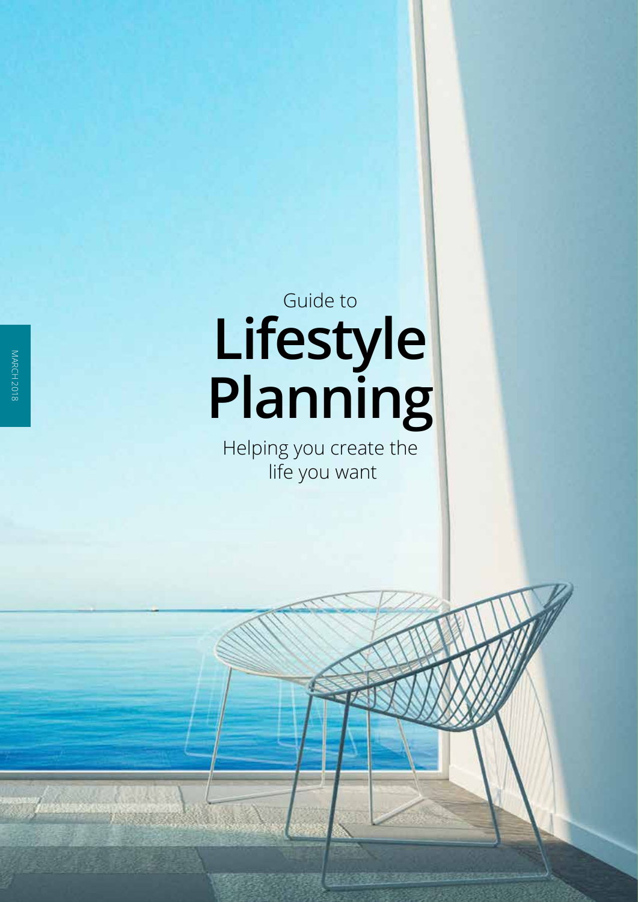MARCH 2018

Guide to

# Lifestyle Planning

Helping you create the life you want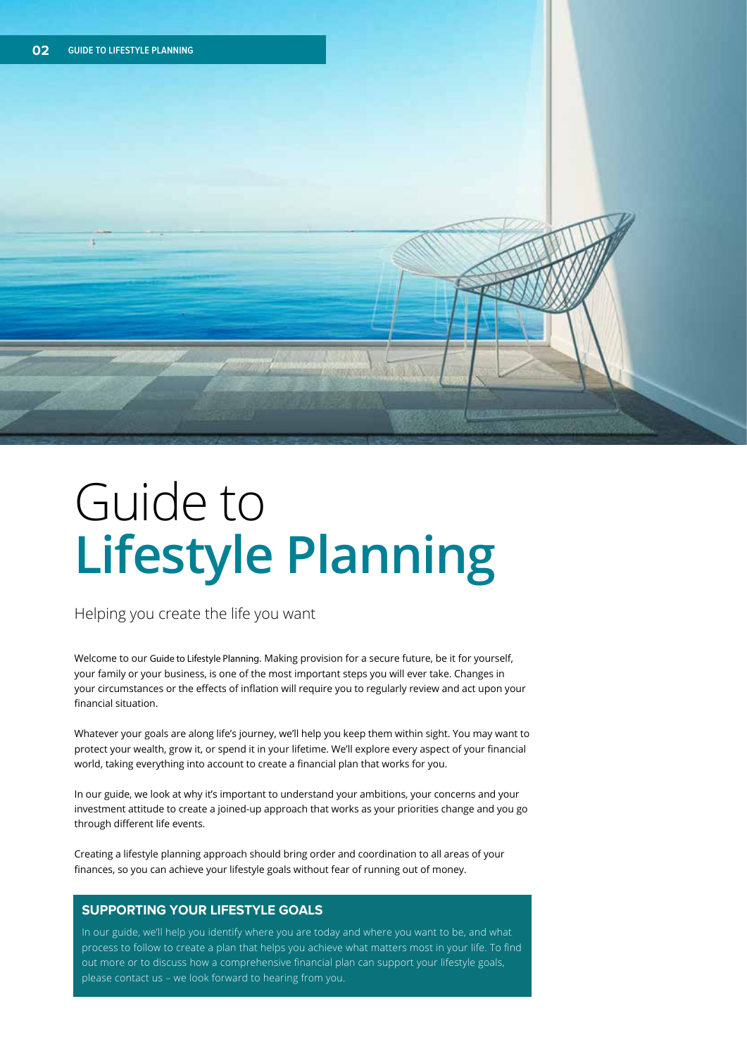# Guide to **Lifestyle Planning**

Helping you create the life you want

Welcome to our Guide to Lifestyle Planning. Making provision for a secure future, be it for yourself, your family or your business, is one of the most important steps you will ever take. Changes in your circumstances or the effects of inflation will require you to regularly review and act upon your financial situation.

Whatever your goals are along life's journey, we'll help you keep them within sight. You may want to protect your wealth, grow it, or spend it in your lifetime. We'll explore every aspect of your financial world, taking everything into account to create a financial plan that works for you.

In our guide, we look at why it's important to understand your ambitions, your concerns and your investment attitude to create a joined-up approach that works as your priorities change and you go through different life events.

Creating a lifestyle planning approach should bring order and coordination to all areas of your finances, so you can achieve your lifestyle goals without fear of running out of money.

### SUPPORTING YOUR LIFESTYLE GOALS

In our guide, we'll help you identify where you are today and where you want to be, and what process to follow to create a plan that helps you achieve what matters most in your life. To find out more or to discuss how a comprehensive financial plan can support your lifestyle goals, please contact us – we look forward to hearing from you.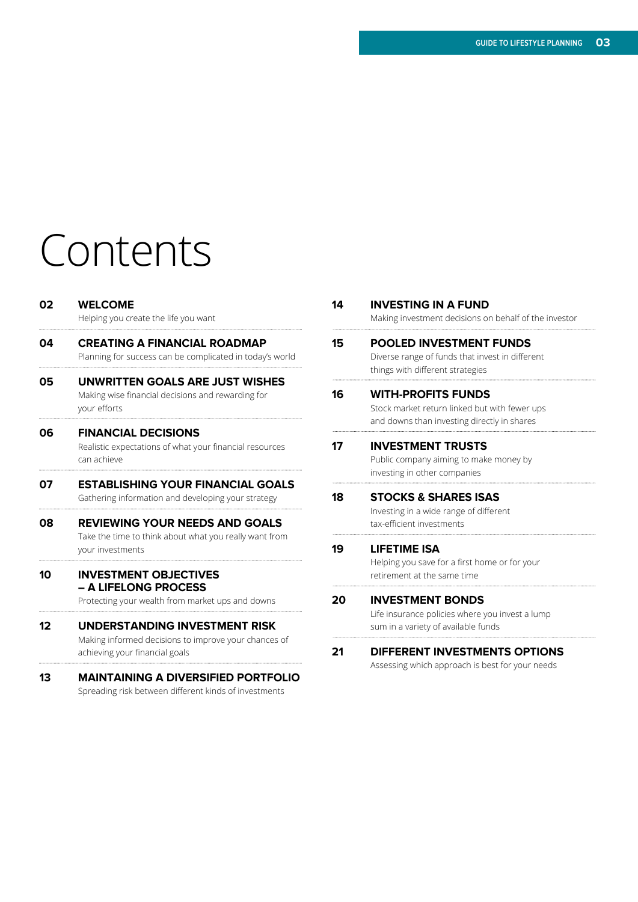# Contents

**02 WELCOME**
Helping you create the life you want

**04 CREATING A FINANCIAL ROADMAP**
Planning for success can be complicated in today's world

**05 UNWRITTEN GOALS ARE JUST WISHES**
Making wise financial decisions and rewarding for your efforts

**06 FINANCIAL DECISIONS**
Realistic expectations of what your financial resources can achieve

**07 ESTABLISHING YOUR FINANCIAL GOALS**
Gathering information and developing your strategy

**08 REVIEWING YOUR NEEDS AND GOALS**
Take the time to think about what you really want from your investments

**10 INVESTMENT OBJECTIVES – A LIFELONG PROCESS**
Protecting your wealth from market ups and downs

**12 UNDERSTANDING INVESTMENT RISK**
Making informed decisions to improve your chances of achieving your financial goals

**13 MAINTAINING A DIVERSIFIED PORTFOLIO**
Spreading risk between different kinds of investments

**14 INVESTING IN A FUND**
Making investment decisions on behalf of the investor

**15 POOLED INVESTMENT FUNDS**
Diverse range of funds that invest in different things with different strategies

**16 WITH-PROFITS FUNDS**
Stock market return linked but with fewer ups and downs than investing directly in shares

**17 INVESTMENT TRUSTS**
Public company aiming to make money by investing in other companies

**18 STOCKS & SHARES ISAS**
Investing in a wide range of different tax-efficient investments

**19 LIFETIME ISA**
Helping you save for a first home or for your retirement at the same time

**20 INVESTMENT BONDS**
Life insurance policies where you invest a lump sum in a variety of available funds

**21 DIFFERENT INVESTMENTS OPTIONS**
Assessing which approach is best for your needs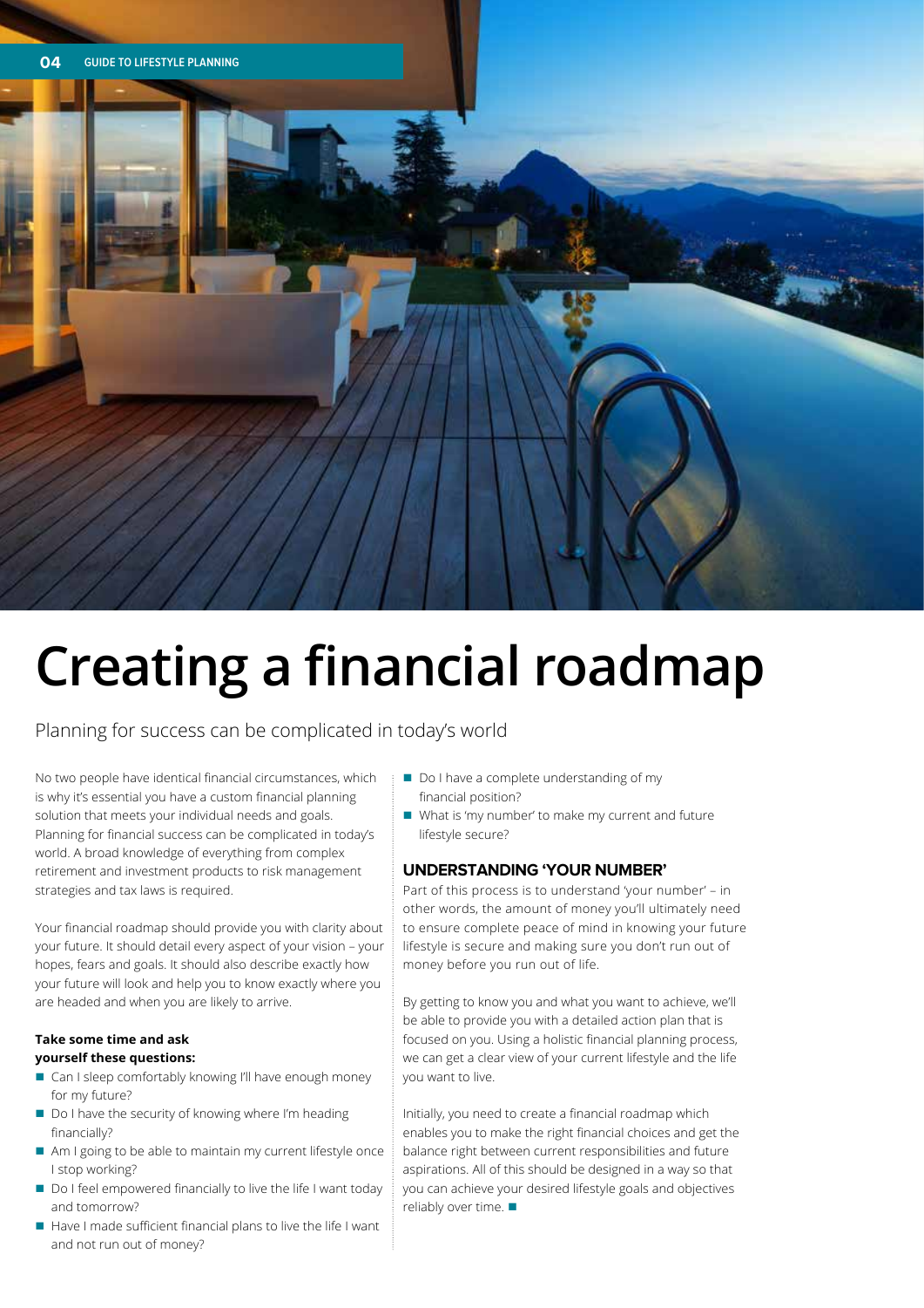# Creating a financial roadmap

Planning for success can be complicated in today's world

No two people have identical financial circumstances, which is why it's essential you have a custom financial planning solution that meets your individual needs and goals. Planning for financial success can be complicated in today's world. A broad knowledge of everything from complex retirement and investment products to risk management strategies and tax laws is required.

Your financial roadmap should provide you with clarity about your future. It should detail every aspect of your vision – your hopes, fears and goals. It should also describe exactly how your future will look and help you to know exactly where you are headed and when you are likely to arrive.

**Take some time and ask yourself these questions:**

- Can I sleep comfortably knowing I'll have enough money for my future?
- Do I have the security of knowing where I'm heading financially?
- Am I going to be able to maintain my current lifestyle once I stop working?
- Do I feel empowered financially to live the life I want today and tomorrow?
- Have I made sufficient financial plans to live the life I want and not run out of money?
- Do I have a complete understanding of my financial position?
- What is 'my number' to make my current and future lifestyle secure?

## UNDERSTANDING 'YOUR NUMBER'

Part of this process is to understand 'your number' – in other words, the amount of money you'll ultimately need to ensure complete peace of mind in knowing your future lifestyle is secure and making sure you don't run out of money before you run out of life.

By getting to know you and what you want to achieve, we'll be able to provide you with a detailed action plan that is focused on you. Using a holistic financial planning process, we can get a clear view of your current lifestyle and the life you want to live.

Initially, you need to create a financial roadmap which enables you to make the right financial choices and get the balance right between current responsibilities and future aspirations. All of this should be designed in a way so that you can achieve your desired lifestyle goals and objectives reliably over time. ■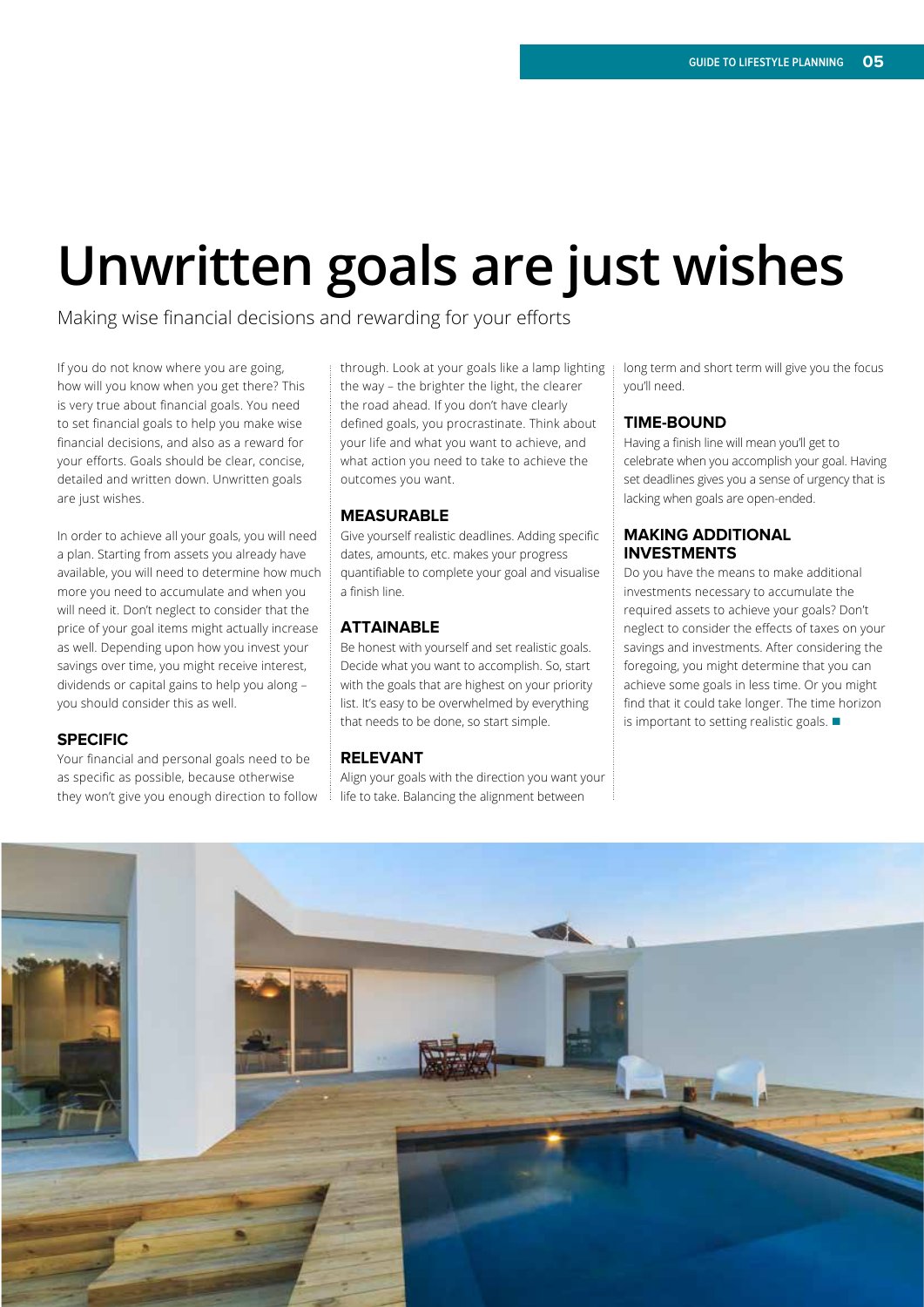# Unwritten goals are just wishes

Making wise financial decisions and rewarding for your efforts

If you do not know where you are going, how will you know when you get there? This is very true about financial goals. You need to set financial goals to help you make wise financial decisions, and also as a reward for your efforts. Goals should be clear, concise, detailed and written down. Unwritten goals are just wishes.

In order to achieve all your goals, you will need a plan. Starting from assets you already have available, you will need to determine how much more you need to accumulate and when you will need it. Don't neglect to consider that the price of your goal items might actually increase as well. Depending upon how you invest your savings over time, you might receive interest, dividends or capital gains to help you along – you should consider this as well.

### SPECIFIC

Your financial and personal goals need to be as specific as possible, because otherwise they won't give you enough direction to follow through. Look at your goals like a lamp lighting the way – the brighter the light, the clearer the road ahead. If you don't have clearly defined goals, you procrastinate. Think about your life and what you want to achieve, and what action you need to take to achieve the outcomes you want.

### MEASURABLE

Give yourself realistic deadlines. Adding specific dates, amounts, etc. makes your progress quantifiable to complete your goal and visualise a finish line.

### ATTAINABLE

Be honest with yourself and set realistic goals. Decide what you want to accomplish. So, start with the goals that are highest on your priority list. It's easy to be overwhelmed by everything that needs to be done, so start simple.

### RELEVANT

Align your goals with the direction you want your life to take. Balancing the alignment between long term and short term will give you the focus you'll need.

### TIME-BOUND

Having a finish line will mean you'll get to celebrate when you accomplish your goal. Having set deadlines gives you a sense of urgency that is lacking when goals are open-ended.

### MAKING ADDITIONAL INVESTMENTS

Do you have the means to make additional investments necessary to accumulate the required assets to achieve your goals? Don't neglect to consider the effects of taxes on your savings and investments. After considering the foregoing, you might determine that you can achieve some goals in less time. Or you might find that it could take longer. The time horizon is important to setting realistic goals. ■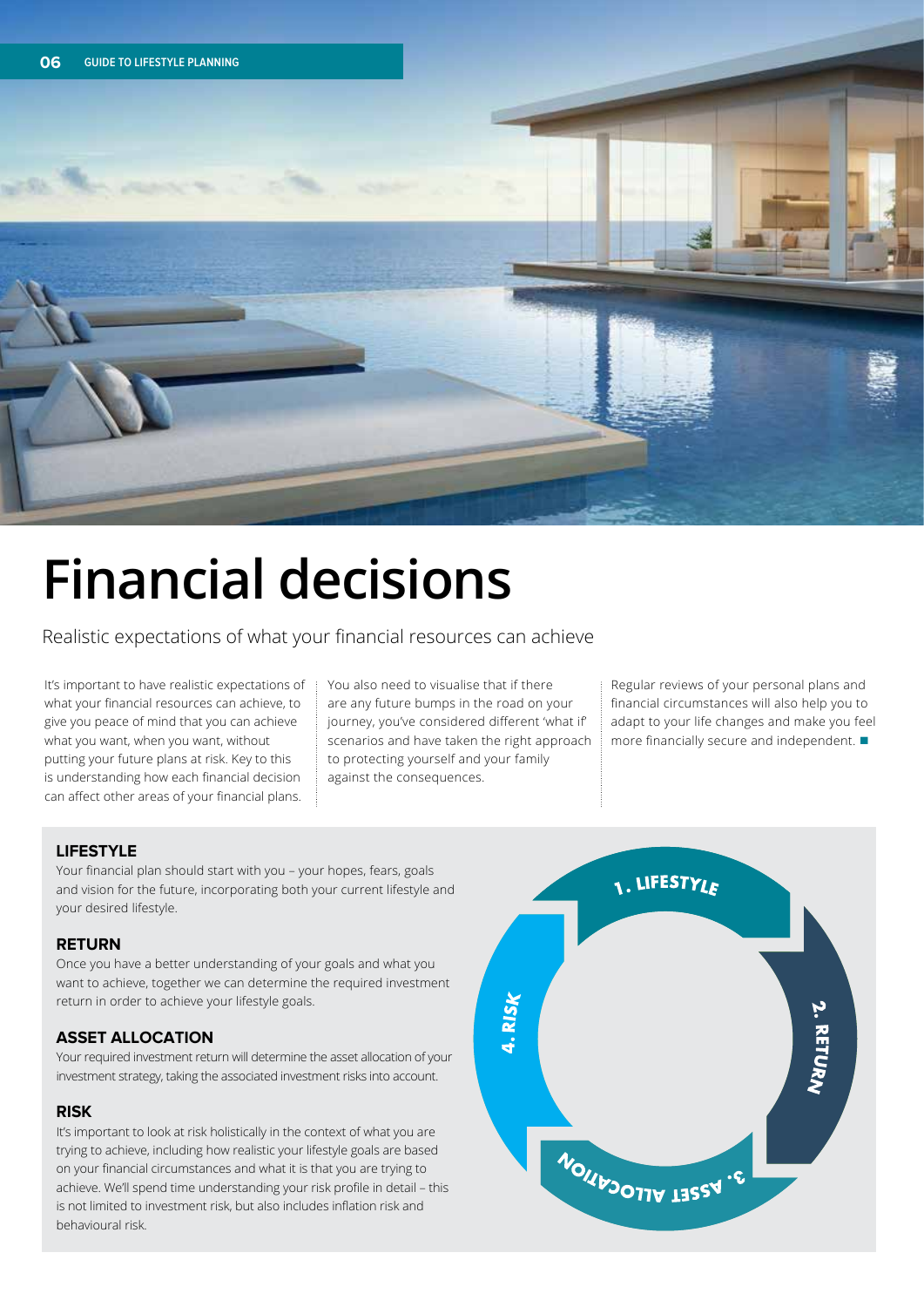# Financial decisions

Realistic expectations of what your financial resources can achieve

It's important to have realistic expectations of what your financial resources can achieve, to give you peace of mind that you can achieve what you want, when you want, without putting your future plans at risk. Key to this is understanding how each financial decision can affect other areas of your financial plans.

You also need to visualise that if there are any future bumps in the road on your journey, you've considered different 'what if' scenarios and have taken the right approach to protecting yourself and your family against the consequences.

Regular reviews of your personal plans and financial circumstances will also help you to adapt to your life changes and make you feel more financially secure and independent. ■

### LIFESTYLE

Your financial plan should start with you – your hopes, fears, goals and vision for the future, incorporating both your current lifestyle and your desired lifestyle.

### RETURN

Once you have a better understanding of your goals and what you want to achieve, together we can determine the required investment return in order to achieve your lifestyle goals.

### ASSET ALLOCATION

Your required investment return will determine the asset allocation of your investment strategy, taking the associated investment risks into account.

### RISK

It's important to look at risk holistically in the context of what you are trying to achieve, including how realistic your lifestyle goals are based on your financial circumstances and what it is that you are trying to achieve. We'll spend time understanding your risk profile in detail – this is not limited to investment risk, but also includes inflation risk and behavioural risk.

1. LIFESTYLE
2. RETURN
3. ASSET ALLOCATION
4. RISK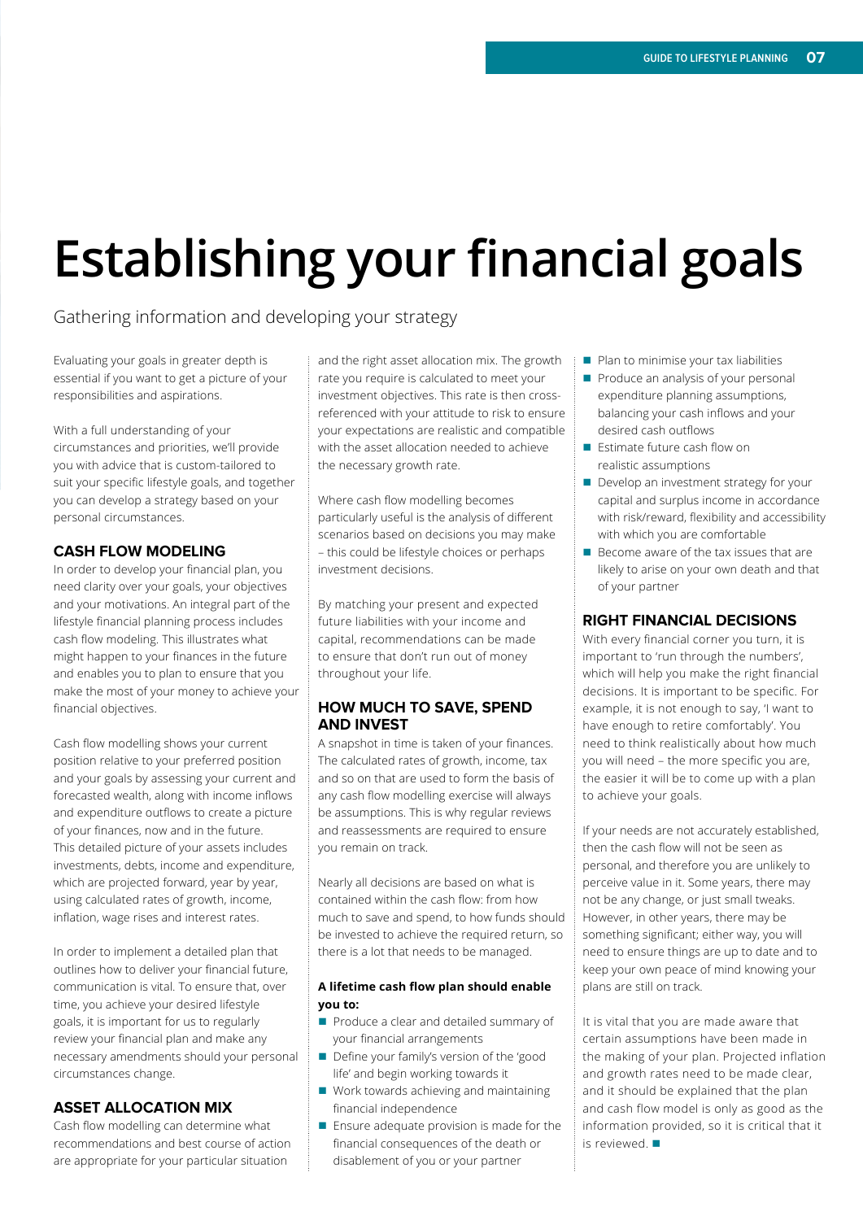# Establishing your financial goals

Gathering information and developing your strategy

Evaluating your goals in greater depth is essential if you want to get a picture of your responsibilities and aspirations.

With a full understanding of your circumstances and priorities, we'll provide you with advice that is custom-tailored to suit your specific lifestyle goals, and together you can develop a strategy based on your personal circumstances.

## CASH FLOW MODELING

In order to develop your financial plan, you need clarity over your goals, your objectives and your motivations. An integral part of the lifestyle financial planning process includes cash flow modeling. This illustrates what might happen to your finances in the future and enables you to plan to ensure that you make the most of your money to achieve your financial objectives.

Cash flow modelling shows your current position relative to your preferred position and your goals by assessing your current and forecasted wealth, along with income inflows and expenditure outflows to create a picture of your finances, now and in the future. This detailed picture of your assets includes investments, debts, income and expenditure, which are projected forward, year by year, using calculated rates of growth, income, inflation, wage rises and interest rates.

In order to implement a detailed plan that outlines how to deliver your financial future, communication is vital. To ensure that, over time, you achieve your desired lifestyle goals, it is important for us to regularly review your financial plan and make any necessary amendments should your personal circumstances change.

## ASSET ALLOCATION MIX

Cash flow modelling can determine what recommendations and best course of action are appropriate for your particular situation and the right asset allocation mix. The growth rate you require is calculated to meet your investment objectives. This rate is then cross-referenced with your attitude to risk to ensure your expectations are realistic and compatible with the asset allocation needed to achieve the necessary growth rate.

Where cash flow modelling becomes particularly useful is the analysis of different scenarios based on decisions you may make – this could be lifestyle choices or perhaps investment decisions.

By matching your present and expected future liabilities with your income and capital, recommendations can be made to ensure that don't run out of money throughout your life.

## HOW MUCH TO SAVE, SPEND AND INVEST

A snapshot in time is taken of your finances. The calculated rates of growth, income, tax and so on that are used to form the basis of any cash flow modelling exercise will always be assumptions. This is why regular reviews and reassessments are required to ensure you remain on track.

Nearly all decisions are based on what is contained within the cash flow: from how much to save and spend, to how funds should be invested to achieve the required return, so there is a lot that needs to be managed.

**A lifetime cash flow plan should enable you to:**

- Produce a clear and detailed summary of your financial arrangements
- Define your family's version of the 'good life' and begin working towards it
- Work towards achieving and maintaining financial independence
- Ensure adequate provision is made for the financial consequences of the death or disablement of you or your partner
- Plan to minimise your tax liabilities
- Produce an analysis of your personal expenditure planning assumptions, balancing your cash inflows and your desired cash outflows
- Estimate future cash flow on realistic assumptions
- Develop an investment strategy for your capital and surplus income in accordance with risk/reward, flexibility and accessibility with which you are comfortable
- Become aware of the tax issues that are likely to arise on your own death and that of your partner

## RIGHT FINANCIAL DECISIONS

With every financial corner you turn, it is important to 'run through the numbers', which will help you make the right financial decisions. It is important to be specific. For example, it is not enough to say, 'I want to have enough to retire comfortably'. You need to think realistically about how much you will need – the more specific you are, the easier it will be to come up with a plan to achieve your goals.

If your needs are not accurately established, then the cash flow will not be seen as personal, and therefore you are unlikely to perceive value in it. Some years, there may not be any change, or just small tweaks. However, in other years, there may be something significant; either way, you will need to ensure things are up to date and to keep your own peace of mind knowing your plans are still on track.

It is vital that you are made aware that certain assumptions have been made in the making of your plan. Projected inflation and growth rates need to be made clear, and it should be explained that the plan and cash flow model is only as good as the information provided, so it is critical that it is reviewed. ■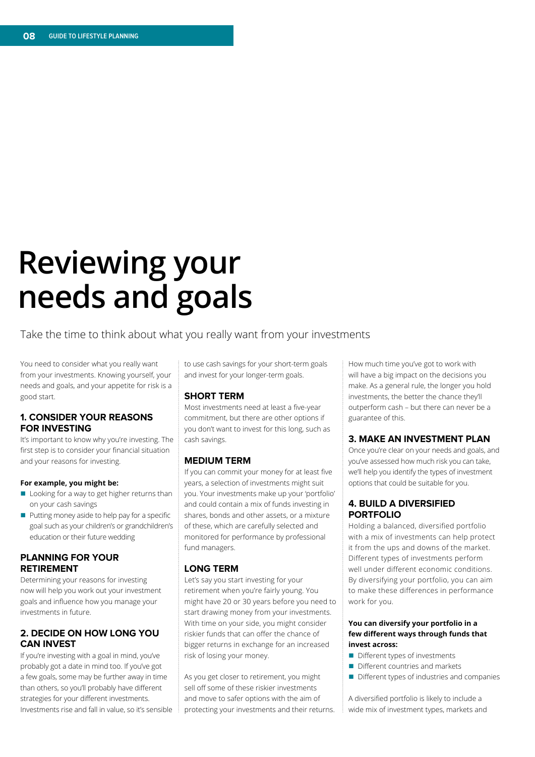# Reviewing your needs and goals

Take the time to think about what you really want from your investments

You need to consider what you really want from your investments. Knowing yourself, your needs and goals, and your appetite for risk is a good start.

## 1. CONSIDER YOUR REASONS FOR INVESTING

It's important to know why you're investing. The first step is to consider your financial situation and your reasons for investing.

**For example, you might be:**

- Looking for a way to get higher returns than on your cash savings
- Putting money aside to help pay for a specific goal such as your children's or grandchildren's education or their future wedding

## PLANNING FOR YOUR RETIREMENT

Determining your reasons for investing now will help you work out your investment goals and influence how you manage your investments in future.

## 2. DECIDE ON HOW LONG YOU CAN INVEST

If you're investing with a goal in mind, you've probably got a date in mind too. If you've got a few goals, some may be further away in time than others, so you'll probably have different strategies for your different investments. Investments rise and fall in value, so it's sensible to use cash savings for your short-term goals and invest for your longer-term goals.

### SHORT TERM

Most investments need at least a five-year commitment, but there are other options if you don't want to invest for this long, such as cash savings.

### MEDIUM TERM

If you can commit your money for at least five years, a selection of investments might suit you. Your investments make up your 'portfolio' and could contain a mix of funds investing in shares, bonds and other assets, or a mixture of these, which are carefully selected and monitored for performance by professional fund managers.

### LONG TERM

Let's say you start investing for your retirement when you're fairly young. You might have 20 or 30 years before you need to start drawing money from your investments. With time on your side, you might consider riskier funds that can offer the chance of bigger returns in exchange for an increased risk of losing your money.

As you get closer to retirement, you might sell off some of these riskier investments and move to safer options with the aim of protecting your investments and their returns.

How much time you've got to work with will have a big impact on the decisions you make. As a general rule, the longer you hold investments, the better the chance they'll outperform cash – but there can never be a guarantee of this.

## 3. MAKE AN INVESTMENT PLAN

Once you're clear on your needs and goals, and you've assessed how much risk you can take, we'll help you identify the types of investment options that could be suitable for you.

## 4. BUILD A DIVERSIFIED PORTFOLIO

Holding a balanced, diversified portfolio with a mix of investments can help protect it from the ups and downs of the market. Different types of investments perform well under different economic conditions. By diversifying your portfolio, you can aim to make these differences in performance work for you.

**You can diversify your portfolio in a few different ways through funds that invest across:**

- Different types of investments
- Different countries and markets
- Different types of industries and companies

A diversified portfolio is likely to include a wide mix of investment types, markets and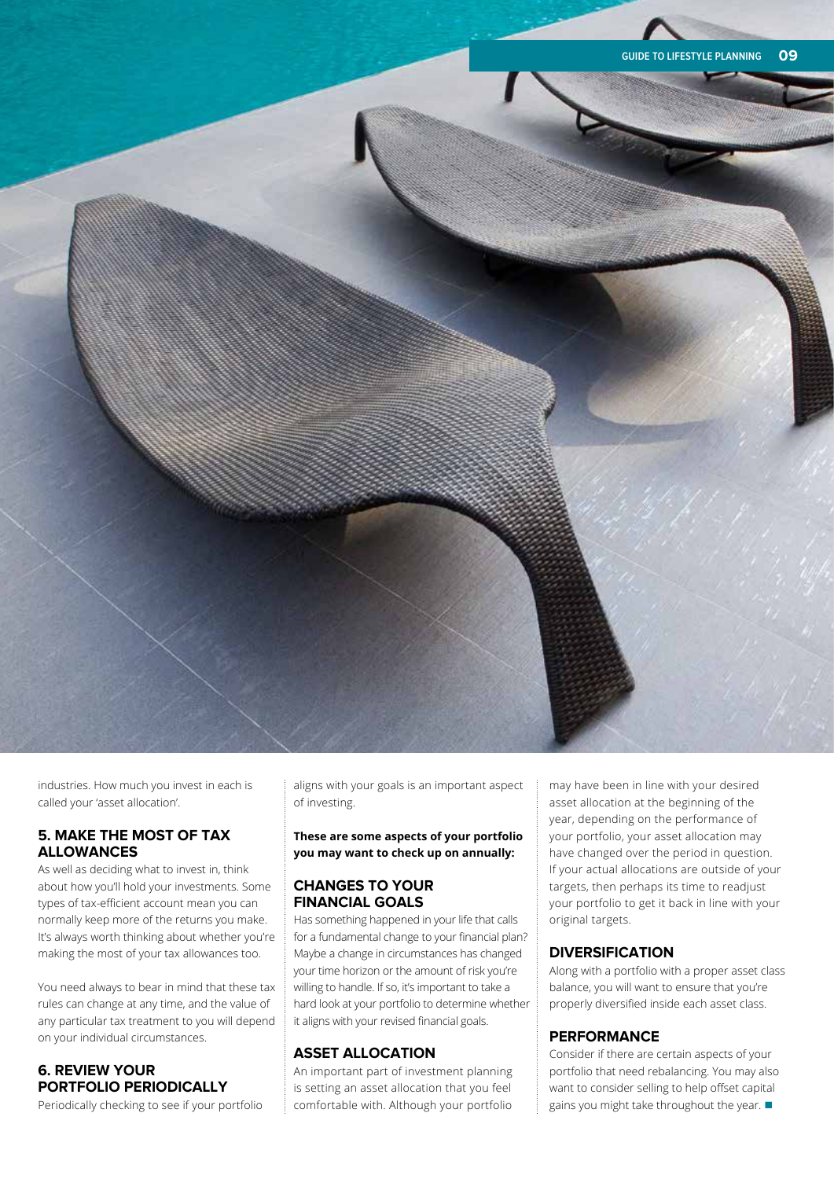industries. How much you invest in each is called your 'asset allocation'.

### 5. MAKE THE MOST OF TAX ALLOWANCES

As well as deciding what to invest in, think about how you'll hold your investments. Some types of tax-efficient account mean you can normally keep more of the returns you make. It's always worth thinking about whether you're making the most of your tax allowances too.

You need always to bear in mind that these tax rules can change at any time, and the value of any particular tax treatment to you will depend on your individual circumstances.

### 6. REVIEW YOUR PORTFOLIO PERIODICALLY

Periodically checking to see if your portfolio aligns with your goals is an important aspect of investing.

**These are some aspects of your portfolio you may want to check up on annually:**

### CHANGES TO YOUR FINANCIAL GOALS

Has something happened in your life that calls for a fundamental change to your financial plan? Maybe a change in circumstances has changed your time horizon or the amount of risk you're willing to handle. If so, it's important to take a hard look at your portfolio to determine whether it aligns with your revised financial goals.

### ASSET ALLOCATION

An important part of investment planning is setting an asset allocation that you feel comfortable with. Although your portfolio may have been in line with your desired asset allocation at the beginning of the year, depending on the performance of your portfolio, your asset allocation may have changed over the period in question. If your actual allocations are outside of your targets, then perhaps its time to readjust your portfolio to get it back in line with your original targets.

### DIVERSIFICATION

Along with a portfolio with a proper asset class balance, you will want to ensure that you're properly diversified inside each asset class.

### PERFORMANCE

Consider if there are certain aspects of your portfolio that need rebalancing. You may also want to consider selling to help offset capital gains you might take throughout the year. ■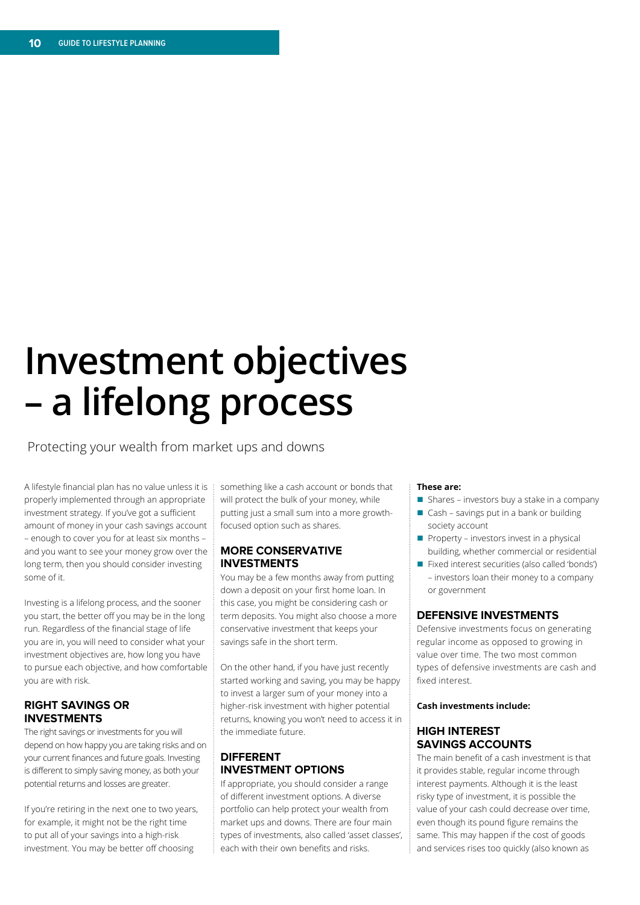# Investment objectives – a lifelong process

Protecting your wealth from market ups and downs

A lifestyle financial plan has no value unless it is properly implemented through an appropriate investment strategy. If you've got a sufficient amount of money in your cash savings account – enough to cover you for at least six months – and you want to see your money grow over the long term, then you should consider investing some of it.

Investing is a lifelong process, and the sooner you start, the better off you may be in the long run. Regardless of the financial stage of life you are in, you will need to consider what your investment objectives are, how long you have to pursue each objective, and how comfortable you are with risk.

## RIGHT SAVINGS OR INVESTMENTS

The right savings or investments for you will depend on how happy you are taking risks and on your current finances and future goals. Investing is different to simply saving money, as both your potential returns and losses are greater.

If you're retiring in the next one to two years, for example, it might not be the right time to put all of your savings into a high-risk investment. You may be better off choosing something like a cash account or bonds that will protect the bulk of your money, while putting just a small sum into a more growth-focused option such as shares.

## MORE CONSERVATIVE INVESTMENTS

You may be a few months away from putting down a deposit on your first home loan. In this case, you might be considering cash or term deposits. You might also choose a more conservative investment that keeps your savings safe in the short term.

On the other hand, if you have just recently started working and saving, you may be happy to invest a larger sum of your money into a higher-risk investment with higher potential returns, knowing you won't need to access it in the immediate future.

## DIFFERENT INVESTMENT OPTIONS

If appropriate, you should consider a range of different investment options. A diverse portfolio can help protect your wealth from market ups and downs. There are four main types of investments, also called 'asset classes', each with their own benefits and risks.

**These are:**

- Shares – investors buy a stake in a company
- Cash – savings put in a bank or building society account
- Property – investors invest in a physical building, whether commercial or residential
- Fixed interest securities (also called 'bonds') – investors loan their money to a company or government

## DEFENSIVE INVESTMENTS

Defensive investments focus on generating regular income as opposed to growing in value over time. The two most common types of defensive investments are cash and fixed interest.

**Cash investments include:**

## HIGH INTEREST SAVINGS ACCOUNTS

The main benefit of a cash investment is that it provides stable, regular income through interest payments. Although it is the least risky type of investment, it is possible the value of your cash could decrease over time, even though its pound figure remains the same. This may happen if the cost of goods and services rises too quickly (also known as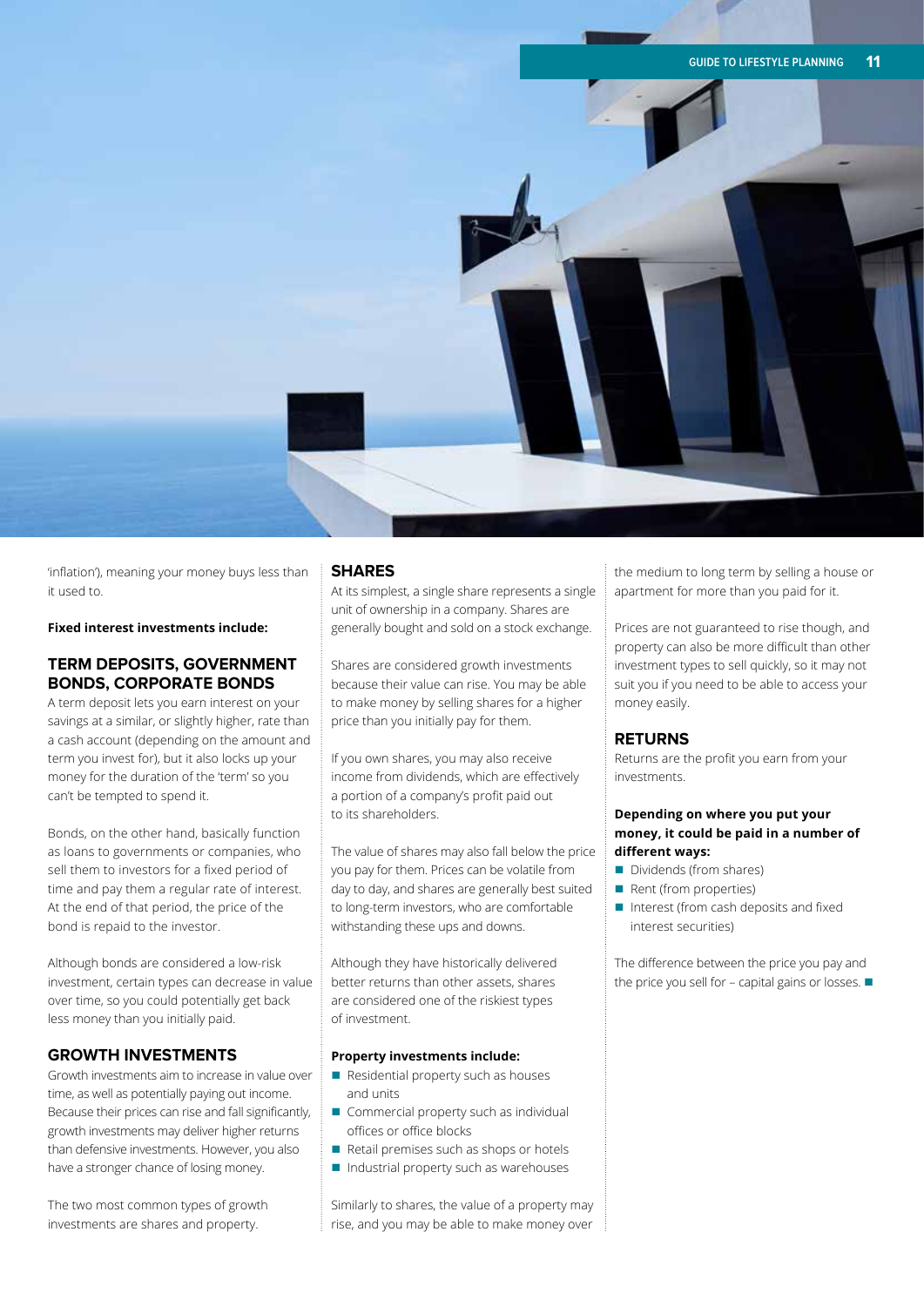'inflation'), meaning your money buys less than it used to.

**Fixed interest investments include:**

## TERM DEPOSITS, GOVERNMENT BONDS, CORPORATE BONDS

A term deposit lets you earn interest on your savings at a similar, or slightly higher, rate than a cash account (depending on the amount and term you invest for), but it also locks up your money for the duration of the 'term' so you can't be tempted to spend it.

Bonds, on the other hand, basically function as loans to governments or companies, who sell them to investors for a fixed period of time and pay them a regular rate of interest. At the end of that period, the price of the bond is repaid to the investor.

Although bonds are considered a low-risk investment, certain types can decrease in value over time, so you could potentially get back less money than you initially paid.

## GROWTH INVESTMENTS

Growth investments aim to increase in value over time, as well as potentially paying out income. Because their prices can rise and fall significantly, growth investments may deliver higher returns than defensive investments. However, you also have a stronger chance of losing money.

The two most common types of growth investments are shares and property.

## SHARES

At its simplest, a single share represents a single unit of ownership in a company. Shares are generally bought and sold on a stock exchange.

Shares are considered growth investments because their value can rise. You may be able to make money by selling shares for a higher price than you initially pay for them.

If you own shares, you may also receive income from dividends, which are effectively a portion of a company's profit paid out to its shareholders.

The value of shares may also fall below the price you pay for them. Prices can be volatile from day to day, and shares are generally best suited to long-term investors, who are comfortable withstanding these ups and downs.

Although they have historically delivered better returns than other assets, shares are considered one of the riskiest types of investment.

**Property investments include:**

- Residential property such as houses and units
- Commercial property such as individual offices or office blocks
- Retail premises such as shops or hotels
- Industrial property such as warehouses

Similarly to shares, the value of a property may rise, and you may be able to make money over the medium to long term by selling a house or apartment for more than you paid for it.

Prices are not guaranteed to rise though, and property can also be more difficult than other investment types to sell quickly, so it may not suit you if you need to be able to access your money easily.

## RETURNS

Returns are the profit you earn from your investments.

**Depending on where you put your money, it could be paid in a number of different ways:**

- Dividends (from shares)
- Rent (from properties)
- Interest (from cash deposits and fixed interest securities)

The difference between the price you pay and the price you sell for – capital gains or losses. ■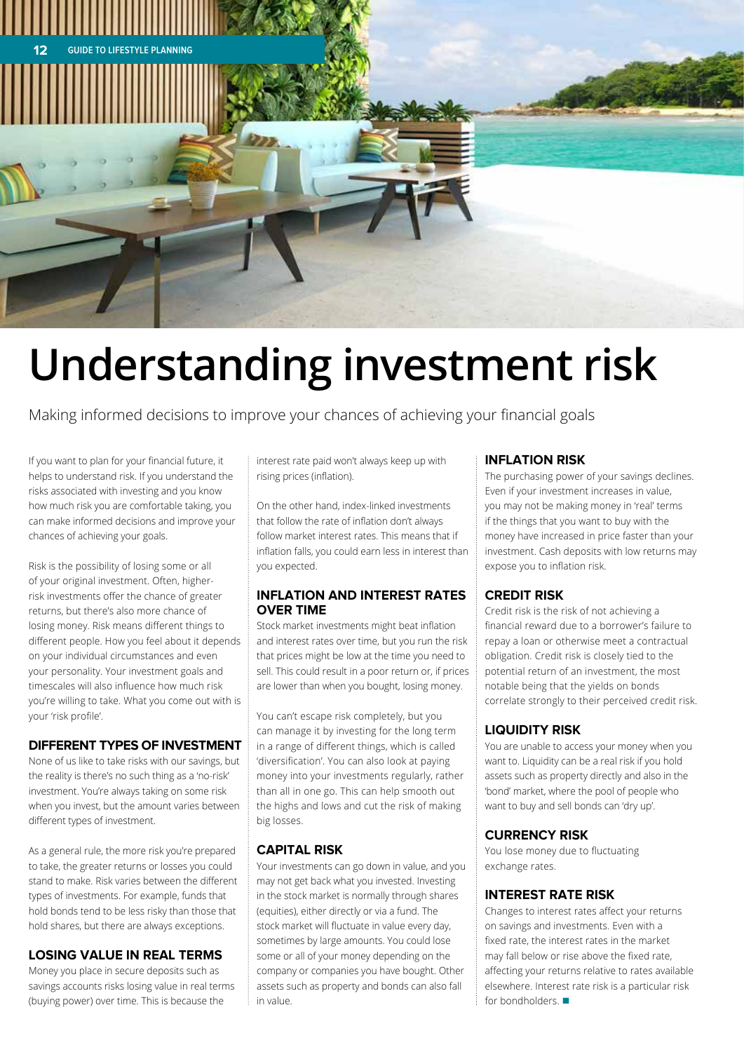# Understanding investment risk

Making informed decisions to improve your chances of achieving your financial goals

If you want to plan for your financial future, it helps to understand risk. If you understand the risks associated with investing and you know how much risk you are comfortable taking, you can make informed decisions and improve your chances of achieving your goals.

Risk is the possibility of losing some or all of your original investment. Often, higher-risk investments offer the chance of greater returns, but there's also more chance of losing money. Risk means different things to different people. How you feel about it depends on your individual circumstances and even your personality. Your investment goals and timescales will also influence how much risk you're willing to take. What you come out with is your 'risk profile'.

## DIFFERENT TYPES OF INVESTMENT

None of us like to take risks with our savings, but the reality is there's no such thing as a 'no-risk' investment. You're always taking on some risk when you invest, but the amount varies between different types of investment.

As a general rule, the more risk you're prepared to take, the greater returns or losses you could stand to make. Risk varies between the different types of investments. For example, funds that hold bonds tend to be less risky than those that hold shares, but there are always exceptions.

## LOSING VALUE IN REAL TERMS

Money you place in secure deposits such as savings accounts risks losing value in real terms (buying power) over time. This is because the interest rate paid won't always keep up with rising prices (inflation).

On the other hand, index-linked investments that follow the rate of inflation don't always follow market interest rates. This means that if inflation falls, you could earn less in interest than you expected.

## INFLATION AND INTEREST RATES OVER TIME

Stock market investments might beat inflation and interest rates over time, but you run the risk that prices might be low at the time you need to sell. This could result in a poor return or, if prices are lower than when you bought, losing money.

You can't escape risk completely, but you can manage it by investing for the long term in a range of different things, which is called 'diversification'. You can also look at paying money into your investments regularly, rather than all in one go. This can help smooth out the highs and lows and cut the risk of making big losses.

## CAPITAL RISK

Your investments can go down in value, and you may not get back what you invested. Investing in the stock market is normally through shares (equities), either directly or via a fund. The stock market will fluctuate in value every day, sometimes by large amounts. You could lose some or all of your money depending on the company or companies you have bought. Other assets such as property and bonds can also fall in value.

## INFLATION RISK

The purchasing power of your savings declines. Even if your investment increases in value, you may not be making money in 'real' terms if the things that you want to buy with the money have increased in price faster than your investment. Cash deposits with low returns may expose you to inflation risk.

## CREDIT RISK

Credit risk is the risk of not achieving a financial reward due to a borrower's failure to repay a loan or otherwise meet a contractual obligation. Credit risk is closely tied to the potential return of an investment, the most notable being that the yields on bonds correlate strongly to their perceived credit risk.

## LIQUIDITY RISK

You are unable to access your money when you want to. Liquidity can be a real risk if you hold assets such as property directly and also in the 'bond' market, where the pool of people who want to buy and sell bonds can 'dry up'.

## CURRENCY RISK

You lose money due to fluctuating exchange rates.

## INTEREST RATE RISK

Changes to interest rates affect your returns on savings and investments. Even with a fixed rate, the interest rates in the market may fall below or rise above the fixed rate, affecting your returns relative to rates available elsewhere. Interest rate risk is a particular risk for bondholders. ■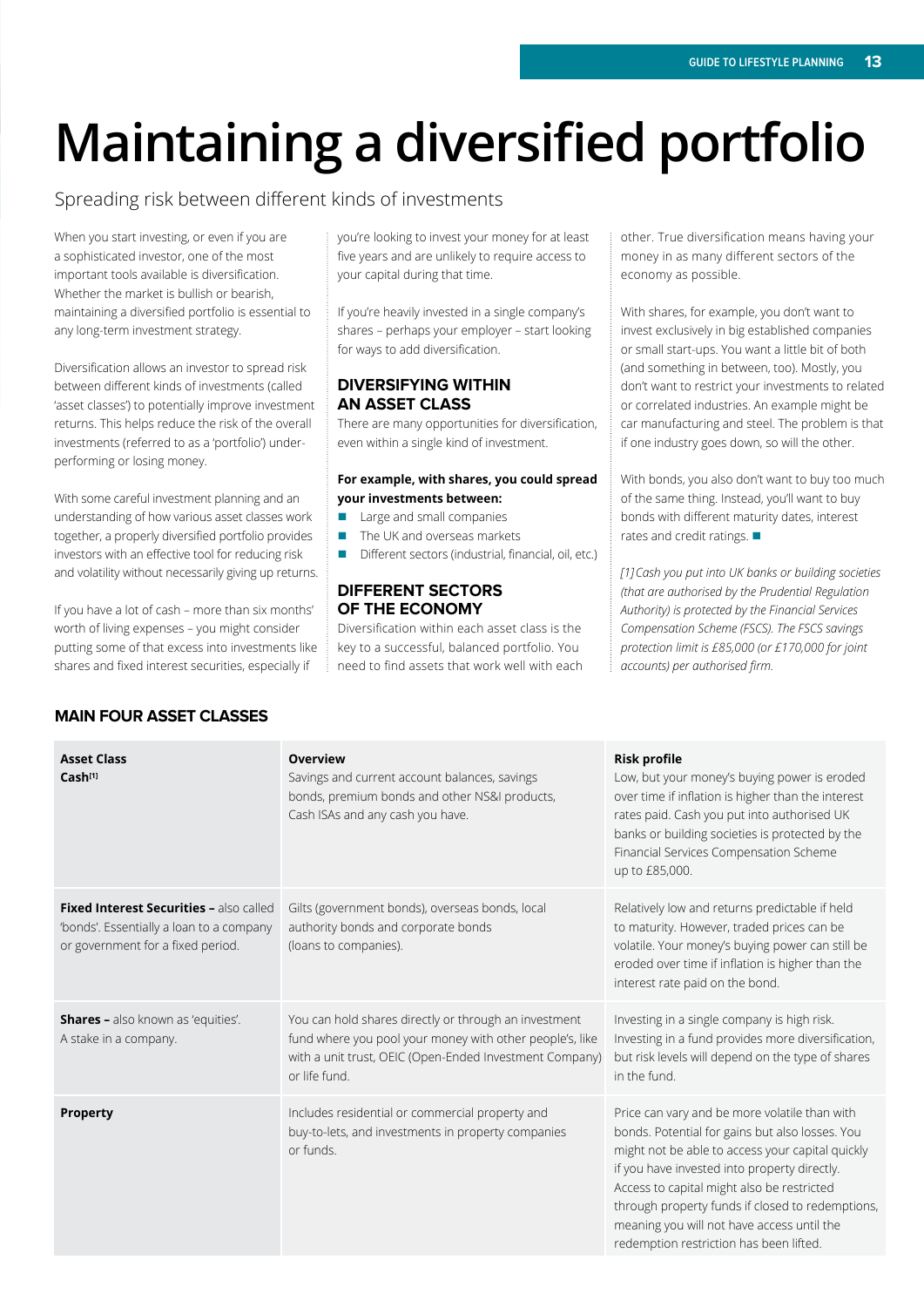# Maintaining a diversified portfolio

Spreading risk between different kinds of investments

When you start investing, or even if you are a sophisticated investor, one of the most important tools available is diversification. Whether the market is bullish or bearish, maintaining a diversified portfolio is essential to any long-term investment strategy.

Diversification allows an investor to spread risk between different kinds of investments (called 'asset classes') to potentially improve investment returns. This helps reduce the risk of the overall investments (referred to as a 'portfolio') under-performing or losing money.

With some careful investment planning and an understanding of how various asset classes work together, a properly diversified portfolio provides investors with an effective tool for reducing risk and volatility without necessarily giving up returns.

If you have a lot of cash – more than six months' worth of living expenses – you might consider putting some of that excess into investments like shares and fixed interest securities, especially if you're looking to invest your money for at least five years and are unlikely to require access to your capital during that time.

If you're heavily invested in a single company's shares – perhaps your employer – start looking for ways to add diversification.

## DIVERSIFYING WITHIN AN ASSET CLASS

There are many opportunities for diversification, even within a single kind of investment.

**For example, with shares, you could spread your investments between:**

- Large and small companies
- The UK and overseas markets
- Different sectors (industrial, financial, oil, etc.)

## DIFFERENT SECTORS OF THE ECONOMY

Diversification within each asset class is the key to a successful, balanced portfolio. You need to find assets that work well with each other. True diversification means having your money in as many different sectors of the economy as possible.

With shares, for example, you don't want to invest exclusively in big established companies or small start-ups. You want a little bit of both (and something in between, too). Mostly, you don't want to restrict your investments to related or correlated industries. An example might be car manufacturing and steel. The problem is that if one industry goes down, so will the other.

With bonds, you also don't want to buy too much of the same thing. Instead, you'll want to buy bonds with different maturity dates, interest rates and credit ratings. ■

*[1] Cash you put into UK banks or building societies (that are authorised by the Prudential Regulation Authority) is protected by the Financial Services Compensation Scheme (FSCS). The FSCS savings protection limit is £85,000 (or £170,000 for joint accounts) per authorised firm.*

## MAIN FOUR ASSET CLASSES

| Asset Class | Overview | Risk profile |
|---|---|---|
| **Cash**[1] | Savings and current account balances, savings bonds, premium bonds and other NS&I products, Cash ISAs and any cash you have. | Low, but your money's buying power is eroded over time if inflation is higher than the interest rates paid. Cash you put into authorised UK banks or building societies is protected by the Financial Services Compensation Scheme up to £85,000. |
| **Fixed Interest Securities –** also called 'bonds'. Essentially a loan to a company or government for a fixed period. | Gilts (government bonds), overseas bonds, local authority bonds and corporate bonds (loans to companies). | Relatively low and returns predictable if held to maturity. However, traded prices can be volatile. Your money's buying power can still be eroded over time if inflation is higher than the interest rate paid on the bond. |
| **Shares –** also known as 'equities'. A stake in a company. | You can hold shares directly or through an investment fund where you pool your money with other people's, like with a unit trust, OEIC (Open-Ended Investment Company) or life fund. | Investing in a single company is high risk. Investing in a fund provides more diversification, but risk levels will depend on the type of shares in the fund. |
| **Property** | Includes residential or commercial property and buy-to-lets, and investments in property companies or funds. | Price can vary and be more volatile than with bonds. Potential for gains but also losses. You might not be able to access your capital quickly if you have invested into property directly. Access to capital might also be restricted through property funds if closed to redemptions, meaning you will not have access until the redemption restriction has been lifted. |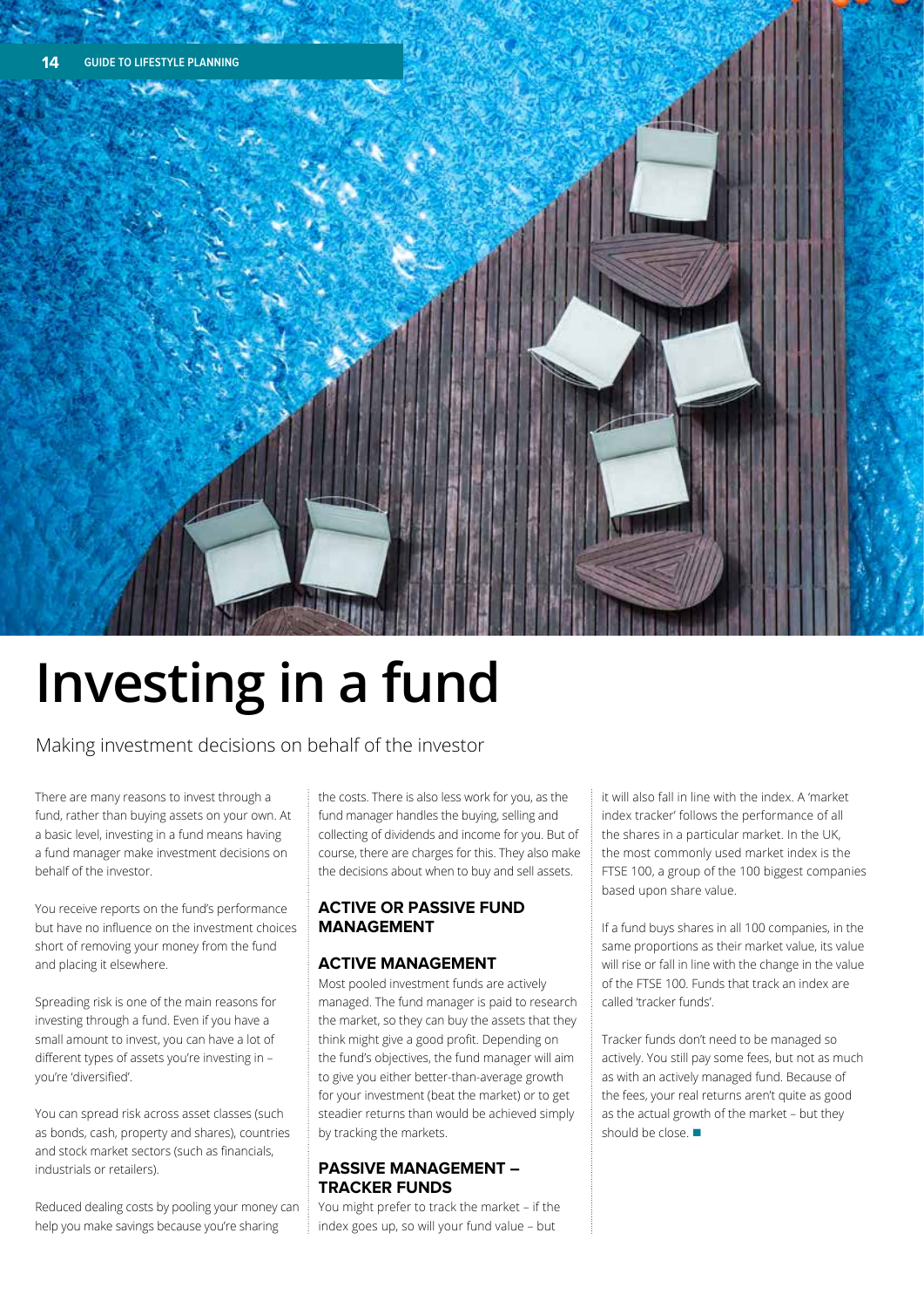# Investing in a fund

Making investment decisions on behalf of the investor

There are many reasons to invest through a fund, rather than buying assets on your own. At a basic level, investing in a fund means having a fund manager make investment decisions on behalf of the investor.

You receive reports on the fund's performance but have no influence on the investment choices short of removing your money from the fund and placing it elsewhere.

Spreading risk is one of the main reasons for investing through a fund. Even if you have a small amount to invest, you can have a lot of different types of assets you're investing in – you're 'diversified'.

You can spread risk across asset classes (such as bonds, cash, property and shares), countries and stock market sectors (such as financials, industrials or retailers).

Reduced dealing costs by pooling your money can help you make savings because you're sharing the costs. There is also less work for you, as the fund manager handles the buying, selling and collecting of dividends and income for you. But of course, there are charges for this. They also make the decisions about when to buy and sell assets.

## ACTIVE OR PASSIVE FUND MANAGEMENT

### ACTIVE MANAGEMENT

Most pooled investment funds are actively managed. The fund manager is paid to research the market, so they can buy the assets that they think might give a good profit. Depending on the fund's objectives, the fund manager will aim to give you either better-than-average growth for your investment (beat the market) or to get steadier returns than would be achieved simply by tracking the markets.

### PASSIVE MANAGEMENT – TRACKER FUNDS

You might prefer to track the market – if the index goes up, so will your fund value – but it will also fall in line with the index. A 'market index tracker' follows the performance of all the shares in a particular market. In the UK, the most commonly used market index is the FTSE 100, a group of the 100 biggest companies based upon share value.

If a fund buys shares in all 100 companies, in the same proportions as their market value, its value will rise or fall in line with the change in the value of the FTSE 100. Funds that track an index are called 'tracker funds'.

Tracker funds don't need to be managed so actively. You still pay some fees, but not as much as with an actively managed fund. Because of the fees, your real returns aren't quite as good as the actual growth of the market – but they should be close. ■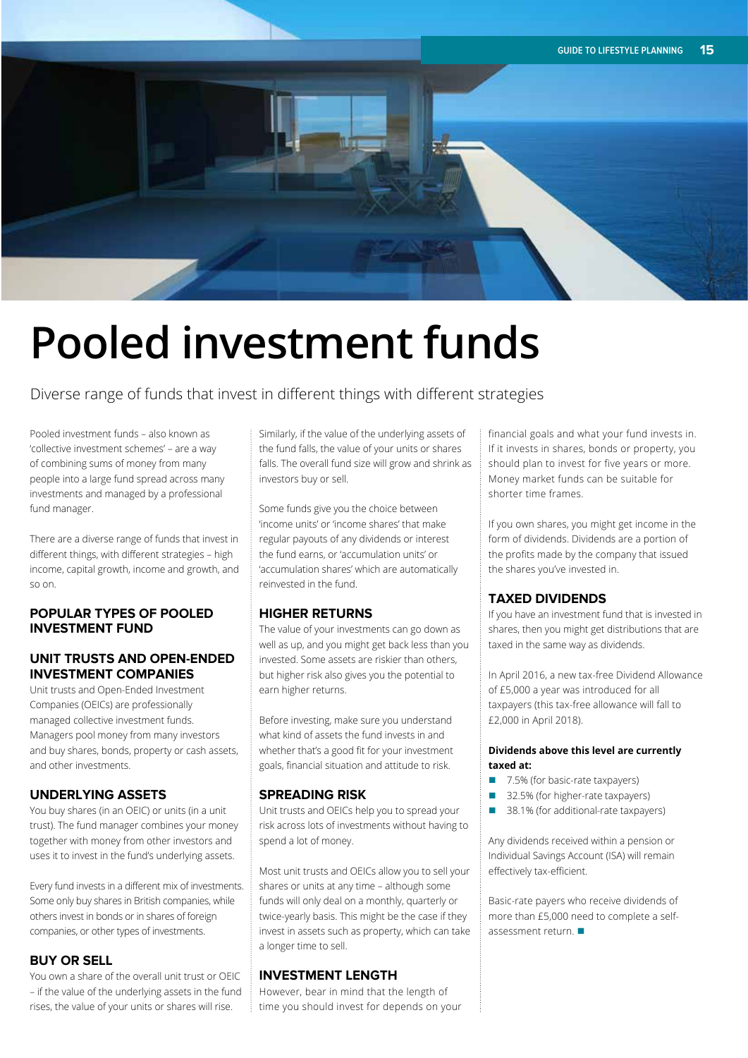# Pooled investment funds

Diverse range of funds that invest in different things with different strategies

Pooled investment funds – also known as 'collective investment schemes' – are a way of combining sums of money from many people into a large fund spread across many investments and managed by a professional fund manager.

There are a diverse range of funds that invest in different things, with different strategies – high income, capital growth, income and growth, and so on.

## POPULAR TYPES OF POOLED INVESTMENT FUND

## UNIT TRUSTS AND OPEN-ENDED INVESTMENT COMPANIES

Unit trusts and Open-Ended Investment Companies (OEICs) are professionally managed collective investment funds. Managers pool money from many investors and buy shares, bonds, property or cash assets, and other investments.

## UNDERLYING ASSETS

You buy shares (in an OEIC) or units (in a unit trust). The fund manager combines your money together with money from other investors and uses it to invest in the fund's underlying assets.

Every fund invests in a different mix of investments. Some only buy shares in British companies, while others invest in bonds or in shares of foreign companies, or other types of investments.

## BUY OR SELL

You own a share of the overall unit trust or OEIC – if the value of the underlying assets in the fund rises, the value of your units or shares will rise.

Similarly, if the value of the underlying assets of the fund falls, the value of your units or shares falls. The overall fund size will grow and shrink as investors buy or sell.

Some funds give you the choice between 'income units' or 'income shares' that make regular payouts of any dividends or interest the fund earns, or 'accumulation units' or 'accumulation shares' which are automatically reinvested in the fund.

## HIGHER RETURNS

The value of your investments can go down as well as up, and you might get back less than you invested. Some assets are riskier than others, but higher risk also gives you the potential to earn higher returns.

Before investing, make sure you understand what kind of assets the fund invests in and whether that's a good fit for your investment goals, financial situation and attitude to risk.

## SPREADING RISK

Unit trusts and OEICs help you to spread your risk across lots of investments without having to spend a lot of money.

Most unit trusts and OEICs allow you to sell your shares or units at any time – although some funds will only deal on a monthly, quarterly or twice-yearly basis. This might be the case if they invest in assets such as property, which can take a longer time to sell.

## INVESTMENT LENGTH

However, bear in mind that the length of time you should invest for depends on your financial goals and what your fund invests in. If it invests in shares, bonds or property, you should plan to invest for five years or more. Money market funds can be suitable for shorter time frames.

If you own shares, you might get income in the form of dividends. Dividends are a portion of the profits made by the company that issued the shares you've invested in.

## TAXED DIVIDENDS

If you have an investment fund that is invested in shares, then you might get distributions that are taxed in the same way as dividends.

In April 2016, a new tax-free Dividend Allowance of £5,000 a year was introduced for all taxpayers (this tax-free allowance will fall to £2,000 in April 2018).

**Dividends above this level are currently taxed at:**

- 7.5% (for basic-rate taxpayers)
- 32.5% (for higher-rate taxpayers)
- 38.1% (for additional-rate taxpayers)

Any dividends received within a pension or Individual Savings Account (ISA) will remain effectively tax-efficient.

Basic-rate payers who receive dividends of more than £5,000 need to complete a self-assessment return. ■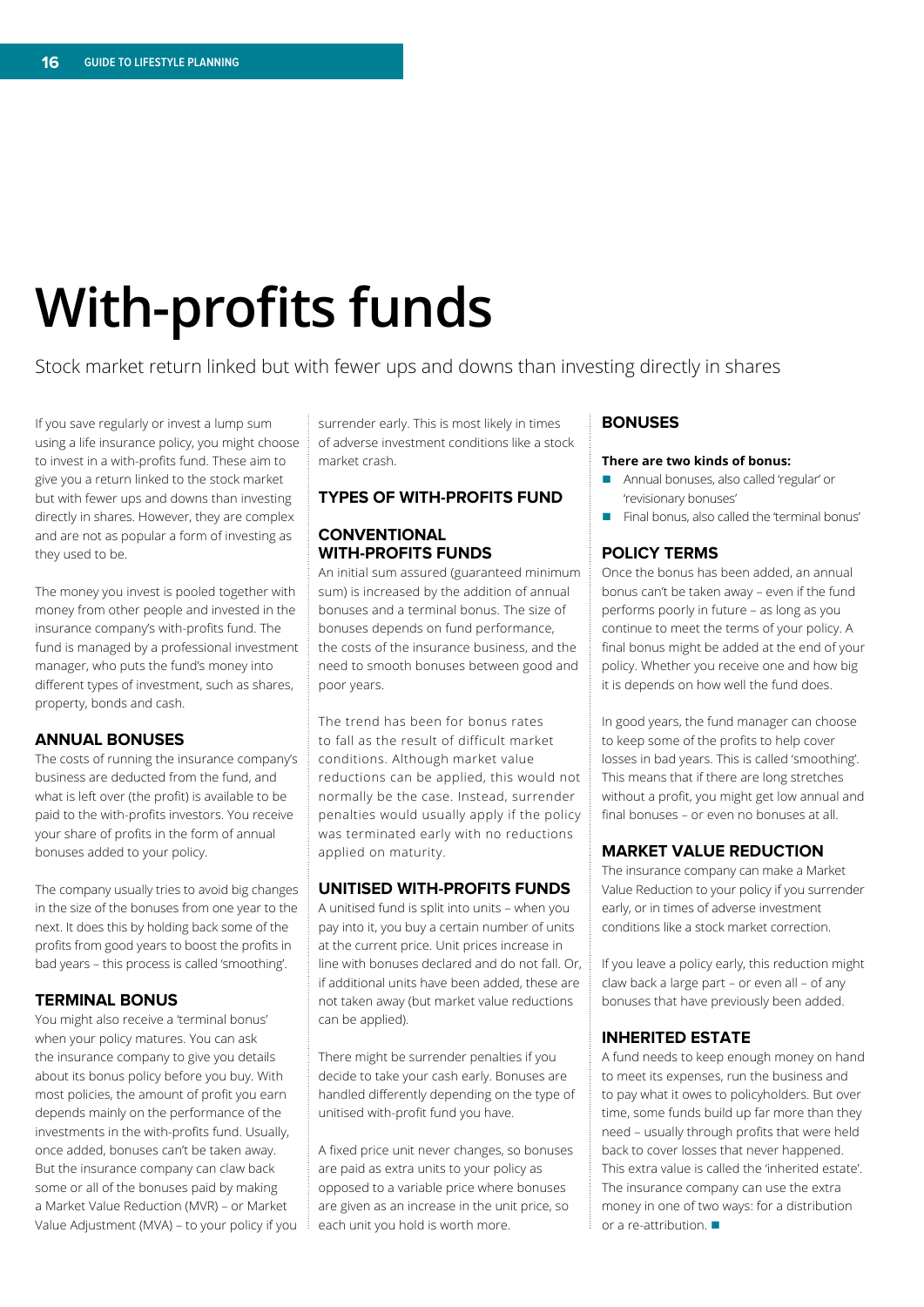# With-profits funds

Stock market return linked but with fewer ups and downs than investing directly in shares

If you save regularly or invest a lump sum using a life insurance policy, you might choose to invest in a with-profits fund. These aim to give you a return linked to the stock market but with fewer ups and downs than investing directly in shares. However, they are complex and are not as popular a form of investing as they used to be.

The money you invest is pooled together with money from other people and invested in the insurance company's with-profits fund. The fund is managed by a professional investment manager, who puts the fund's money into different types of investment, such as shares, property, bonds and cash.

### ANNUAL BONUSES

The costs of running the insurance company's business are deducted from the fund, and what is left over (the profit) is available to be paid to the with-profits investors. You receive your share of profits in the form of annual bonuses added to your policy.

The company usually tries to avoid big changes in the size of the bonuses from one year to the next. It does this by holding back some of the profits from good years to boost the profits in bad years – this process is called 'smoothing'.

### TERMINAL BONUS

You might also receive a 'terminal bonus' when your policy matures. You can ask the insurance company to give you details about its bonus policy before you buy. With most policies, the amount of profit you earn depends mainly on the performance of the investments in the with-profits fund. Usually, once added, bonuses can't be taken away. But the insurance company can claw back some or all of the bonuses paid by making a Market Value Reduction (MVR) – or Market Value Adjustment (MVA) – to your policy if you surrender early. This is most likely in times of adverse investment conditions like a stock market crash.

### TYPES OF WITH-PROFITS FUND

### CONVENTIONAL WITH-PROFITS FUNDS

An initial sum assured (guaranteed minimum sum) is increased by the addition of annual bonuses and a terminal bonus. The size of bonuses depends on fund performance, the costs of the insurance business, and the need to smooth bonuses between good and poor years.

The trend has been for bonus rates to fall as the result of difficult market conditions. Although market value reductions can be applied, this would not normally be the case. Instead, surrender penalties would usually apply if the policy was terminated early with no reductions applied on maturity.

### UNITISED WITH-PROFITS FUNDS

A unitised fund is split into units – when you pay into it, you buy a certain number of units at the current price. Unit prices increase in line with bonuses declared and do not fall. Or, if additional units have been added, these are not taken away (but market value reductions can be applied).

There might be surrender penalties if you decide to take your cash early. Bonuses are handled differently depending on the type of unitised with-profit fund you have.

A fixed price unit never changes, so bonuses are paid as extra units to your policy as opposed to a variable price where bonuses are given as an increase in the unit price, so each unit you hold is worth more.

### BONUSES

**There are two kinds of bonus:**

- Annual bonuses, also called 'regular' or 'revisionary bonuses'
- Final bonus, also called the 'terminal bonus'

### POLICY TERMS

Once the bonus has been added, an annual bonus can't be taken away – even if the fund performs poorly in future – as long as you continue to meet the terms of your policy. A final bonus might be added at the end of your policy. Whether you receive one and how big it is depends on how well the fund does.

In good years, the fund manager can choose to keep some of the profits to help cover losses in bad years. This is called 'smoothing'. This means that if there are long stretches without a profit, you might get low annual and final bonuses – or even no bonuses at all.

### MARKET VALUE REDUCTION

The insurance company can make a Market Value Reduction to your policy if you surrender early, or in times of adverse investment conditions like a stock market correction.

If you leave a policy early, this reduction might claw back a large part – or even all – of any bonuses that have previously been added.

### INHERITED ESTATE

A fund needs to keep enough money on hand to meet its expenses, run the business and to pay what it owes to policyholders. But over time, some funds build up far more than they need – usually through profits that were held back to cover losses that never happened. This extra value is called the 'inherited estate'. The insurance company can use the extra money in one of two ways: for a distribution or a re-attribution.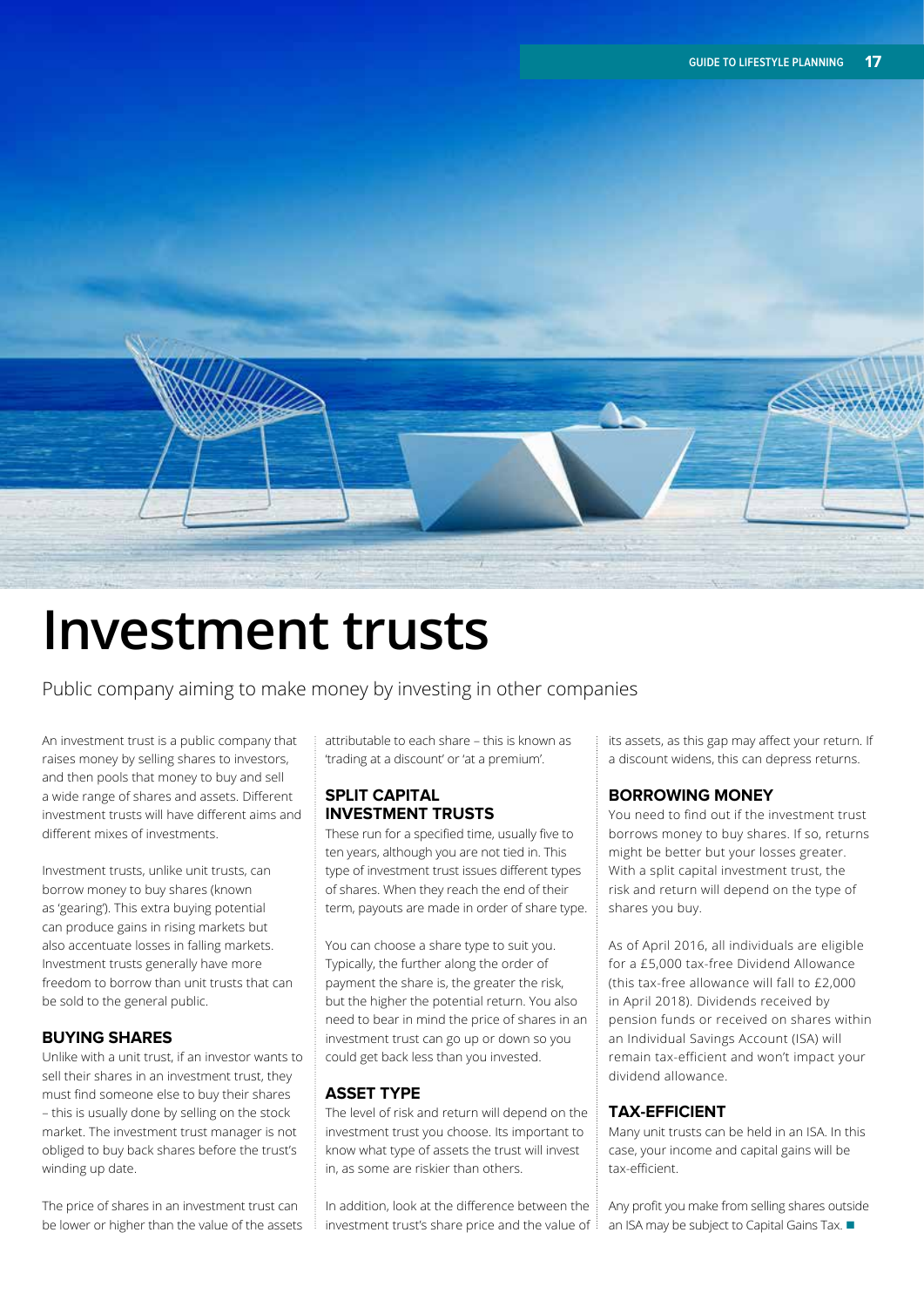# Investment trusts

Public company aiming to make money by investing in other companies

An investment trust is a public company that raises money by selling shares to investors, and then pools that money to buy and sell a wide range of shares and assets. Different investment trusts will have different aims and different mixes of investments.

Investment trusts, unlike unit trusts, can borrow money to buy shares (known as 'gearing'). This extra buying potential can produce gains in rising markets but also accentuate losses in falling markets. Investment trusts generally have more freedom to borrow than unit trusts that can be sold to the general public.

### BUYING SHARES

Unlike with a unit trust, if an investor wants to sell their shares in an investment trust, they must find someone else to buy their shares – this is usually done by selling on the stock market. The investment trust manager is not obliged to buy back shares before the trust's winding up date.

The price of shares in an investment trust can be lower or higher than the value of the assets attributable to each share – this is known as 'trading at a discount' or 'at a premium'.

### SPLIT CAPITAL INVESTMENT TRUSTS

These run for a specified time, usually five to ten years, although you are not tied in. This type of investment trust issues different types of shares. When they reach the end of their term, payouts are made in order of share type.

You can choose a share type to suit you. Typically, the further along the order of payment the share is, the greater the risk, but the higher the potential return. You also need to bear in mind the price of shares in an investment trust can go up or down so you could get back less than you invested.

### ASSET TYPE

The level of risk and return will depend on the investment trust you choose. Its important to know what type of assets the trust will invest in, as some are riskier than others.

In addition, look at the difference between the investment trust's share price and the value of its assets, as this gap may affect your return. If a discount widens, this can depress returns.

### BORROWING MONEY

You need to find out if the investment trust borrows money to buy shares. If so, returns might be better but your losses greater. With a split capital investment trust, the risk and return will depend on the type of shares you buy.

As of April 2016, all individuals are eligible for a £5,000 tax-free Dividend Allowance (this tax-free allowance will fall to £2,000 in April 2018). Dividends received by pension funds or received on shares within an Individual Savings Account (ISA) will remain tax-efficient and won't impact your dividend allowance.

### TAX-EFFICIENT

Many unit trusts can be held in an ISA. In this case, your income and capital gains will be tax-efficient.

Any profit you make from selling shares outside an ISA may be subject to Capital Gains Tax. ■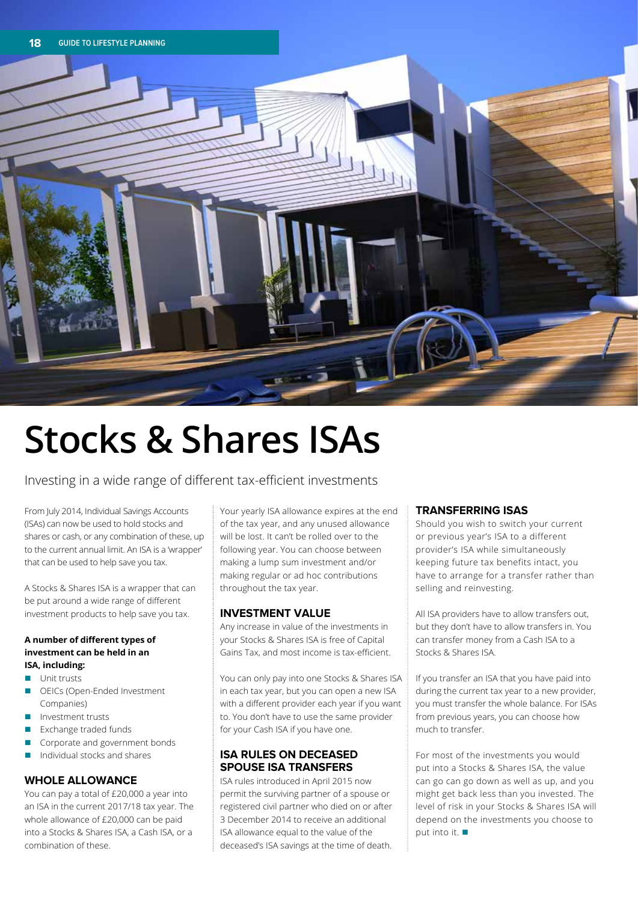# Stocks & Shares ISAs

Investing in a wide range of different tax-efficient investments

From July 2014, Individual Savings Accounts (ISAs) can now be used to hold stocks and shares or cash, or any combination of these, up to the current annual limit. An ISA is a 'wrapper' that can be used to help save you tax.

A Stocks & Shares ISA is a wrapper that can be put around a wide range of different investment products to help save you tax.

**A number of different types of investment can be held in an ISA, including:**

- Unit trusts
- OEICs (Open-Ended Investment Companies)
- Investment trusts
- Exchange traded funds
- Corporate and government bonds
- Individual stocks and shares

## WHOLE ALLOWANCE

You can pay a total of £20,000 a year into an ISA in the current 2017/18 tax year. The whole allowance of £20,000 can be paid into a Stocks & Shares ISA, a Cash ISA, or a combination of these.

Your yearly ISA allowance expires at the end of the tax year, and any unused allowance will be lost. It can't be rolled over to the following year. You can choose between making a lump sum investment and/or making regular or ad hoc contributions throughout the tax year.

## INVESTMENT VALUE

Any increase in value of the investments in your Stocks & Shares ISA is free of Capital Gains Tax, and most income is tax-efficient.

You can only pay into one Stocks & Shares ISA in each tax year, but you can open a new ISA with a different provider each year if you want to. You don't have to use the same provider for your Cash ISA if you have one.

## ISA RULES ON DECEASED SPOUSE ISA TRANSFERS

ISA rules introduced in April 2015 now permit the surviving partner of a spouse or registered civil partner who died on or after 3 December 2014 to receive an additional ISA allowance equal to the value of the deceased's ISA savings at the time of death.

## TRANSFERRING ISAS

Should you wish to switch your current or previous year's ISA to a different provider's ISA while simultaneously keeping future tax benefits intact, you have to arrange for a transfer rather than selling and reinvesting.

All ISA providers have to allow transfers out, but they don't have to allow transfers in. You can transfer money from a Cash ISA to a Stocks & Shares ISA.

If you transfer an ISA that you have paid into during the current tax year to a new provider, you must transfer the whole balance. For ISAs from previous years, you can choose how much to transfer.

For most of the investments you would put into a Stocks & Shares ISA, the value can go can go down as well as up, and you might get back less than you invested. The level of risk in your Stocks & Shares ISA will depend on the investments you choose to put into it. ■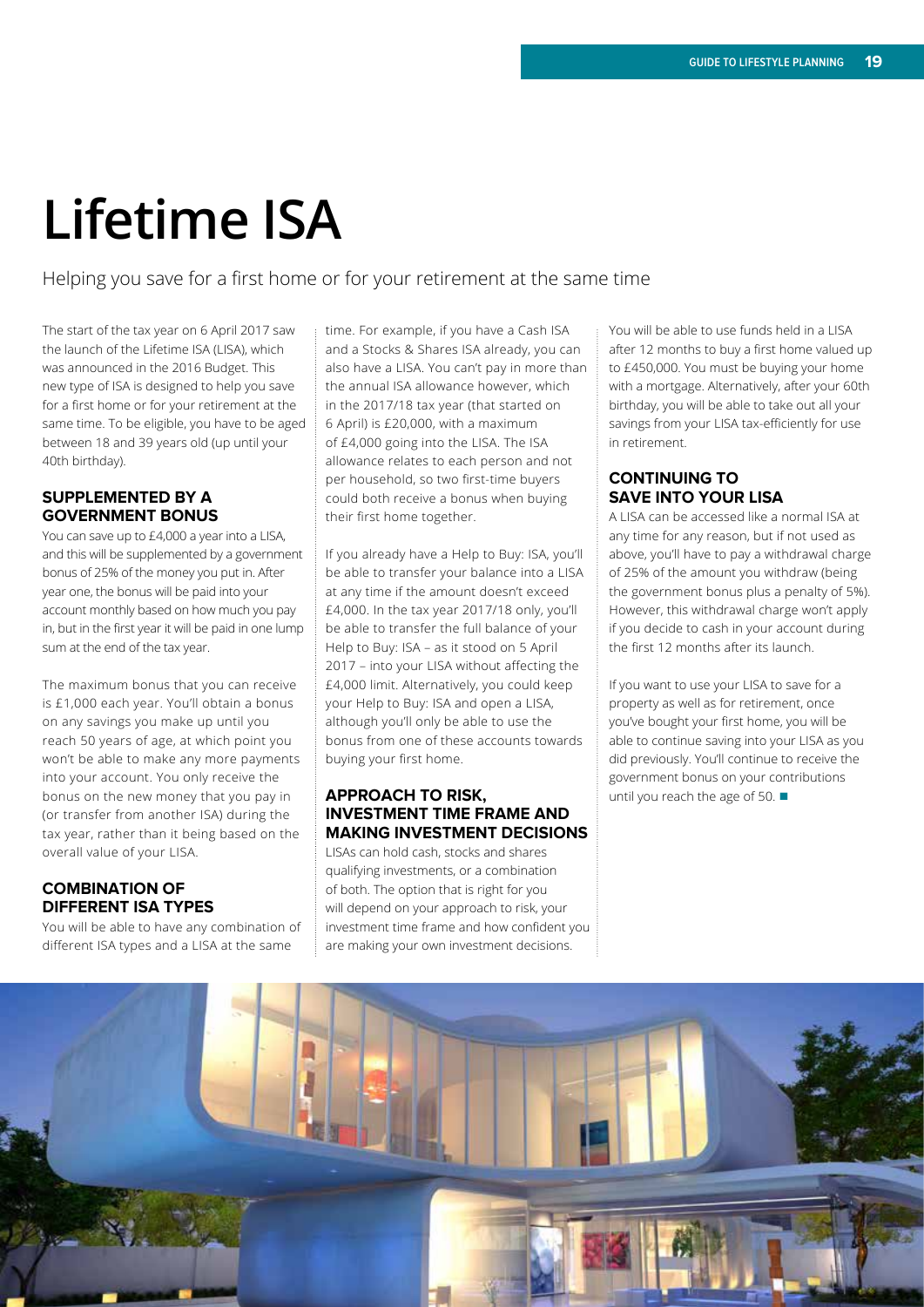# Lifetime ISA

Helping you save for a first home or for your retirement at the same time

The start of the tax year on 6 April 2017 saw the launch of the Lifetime ISA (LISA), which was announced in the 2016 Budget. This new type of ISA is designed to help you save for a first home or for your retirement at the same time. To be eligible, you have to be aged between 18 and 39 years old (up until your 40th birthday).

## SUPPLEMENTED BY A GOVERNMENT BONUS

You can save up to £4,000 a year into a LISA, and this will be supplemented by a government bonus of 25% of the money you put in. After year one, the bonus will be paid into your account monthly based on how much you pay in, but in the first year it will be paid in one lump sum at the end of the tax year.

The maximum bonus that you can receive is £1,000 each year. You'll obtain a bonus on any savings you make up until you reach 50 years of age, at which point you won't be able to make any more payments into your account. You only receive the bonus on the new money that you pay in (or transfer from another ISA) during the tax year, rather than it being based on the overall value of your LISA.

## COMBINATION OF DIFFERENT ISA TYPES

You will be able to have any combination of different ISA types and a LISA at the same time. For example, if you have a Cash ISA and a Stocks & Shares ISA already, you can also have a LISA. You can't pay in more than the annual ISA allowance however, which in the 2017/18 tax year (that started on 6 April) is £20,000, with a maximum of £4,000 going into the LISA. The ISA allowance relates to each person and not per household, so two first-time buyers could both receive a bonus when buying their first home together.

If you already have a Help to Buy: ISA, you'll be able to transfer your balance into a LISA at any time if the amount doesn't exceed £4,000. In the tax year 2017/18 only, you'll be able to transfer the full balance of your Help to Buy: ISA – as it stood on 5 April 2017 – into your LISA without affecting the £4,000 limit. Alternatively, you could keep your Help to Buy: ISA and open a LISA, although you'll only be able to use the bonus from one of these accounts towards buying your first home.

## APPROACH TO RISK, INVESTMENT TIME FRAME AND MAKING INVESTMENT DECISIONS

LISAs can hold cash, stocks and shares qualifying investments, or a combination of both. The option that is right for you will depend on your approach to risk, your investment time frame and how confident you are making your own investment decisions.

You will be able to use funds held in a LISA after 12 months to buy a first home valued up to £450,000. You must be buying your home with a mortgage. Alternatively, after your 60th birthday, you will be able to take out all your savings from your LISA tax-efficiently for use in retirement.

## CONTINUING TO SAVE INTO YOUR LISA

A LISA can be accessed like a normal ISA at any time for any reason, but if not used as above, you'll have to pay a withdrawal charge of 25% of the amount you withdraw (being the government bonus plus a penalty of 5%). However, this withdrawal charge won't apply if you decide to cash in your account during the first 12 months after its launch.

If you want to use your LISA to save for a property as well as for retirement, once you've bought your first home, you will be able to continue saving into your LISA as you did previously. You'll continue to receive the government bonus on your contributions until you reach the age of 50. ■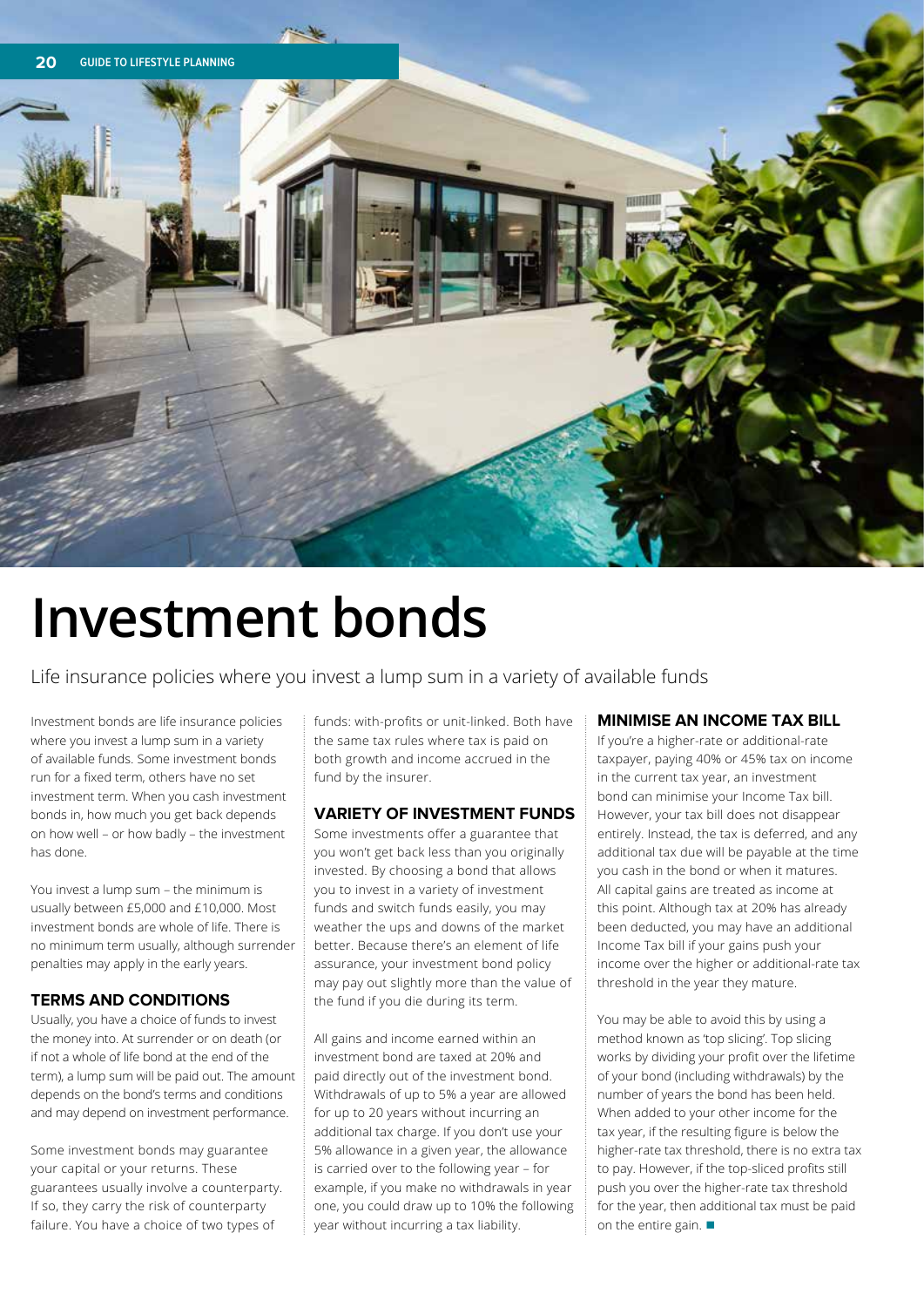# Investment bonds

Life insurance policies where you invest a lump sum in a variety of available funds

Investment bonds are life insurance policies where you invest a lump sum in a variety of available funds. Some investment bonds run for a fixed term, others have no set investment term. When you cash investment bonds in, how much you get back depends on how well – or how badly – the investment has done.

You invest a lump sum – the minimum is usually between £5,000 and £10,000. Most investment bonds are whole of life. There is no minimum term usually, although surrender penalties may apply in the early years.

## TERMS AND CONDITIONS

Usually, you have a choice of funds to invest the money into. At surrender or on death (or if not a whole of life bond at the end of the term), a lump sum will be paid out. The amount depends on the bond's terms and conditions and may depend on investment performance.

Some investment bonds may guarantee your capital or your returns. These guarantees usually involve a counterparty. If so, they carry the risk of counterparty failure. You have a choice of two types of funds: with-profits or unit-linked. Both have the same tax rules where tax is paid on both growth and income accrued in the fund by the insurer.

## VARIETY OF INVESTMENT FUNDS

Some investments offer a guarantee that you won't get back less than you originally invested. By choosing a bond that allows you to invest in a variety of investment funds and switch funds easily, you may weather the ups and downs of the market better. Because there's an element of life assurance, your investment bond policy may pay out slightly more than the value of the fund if you die during its term.

All gains and income earned within an investment bond are taxed at 20% and paid directly out of the investment bond. Withdrawals of up to 5% a year are allowed for up to 20 years without incurring an additional tax charge. If you don't use your 5% allowance in a given year, the allowance is carried over to the following year – for example, if you make no withdrawals in year one, you could draw up to 10% the following year without incurring a tax liability.

## MINIMISE AN INCOME TAX BILL

If you're a higher-rate or additional-rate taxpayer, paying 40% or 45% tax on income in the current tax year, an investment bond can minimise your Income Tax bill. However, your tax bill does not disappear entirely. Instead, the tax is deferred, and any additional tax due will be payable at the time you cash in the bond or when it matures. All capital gains are treated as income at this point. Although tax at 20% has already been deducted, you may have an additional Income Tax bill if your gains push your income over the higher or additional-rate tax threshold in the year they mature.

You may be able to avoid this by using a method known as 'top slicing'. Top slicing works by dividing your profit over the lifetime of your bond (including withdrawals) by the number of years the bond has been held. When added to your other income for the tax year, if the resulting figure is below the higher-rate tax threshold, there is no extra tax to pay. However, if the top-sliced profits still push you over the higher-rate tax threshold for the year, then additional tax must be paid on the entire gain. ■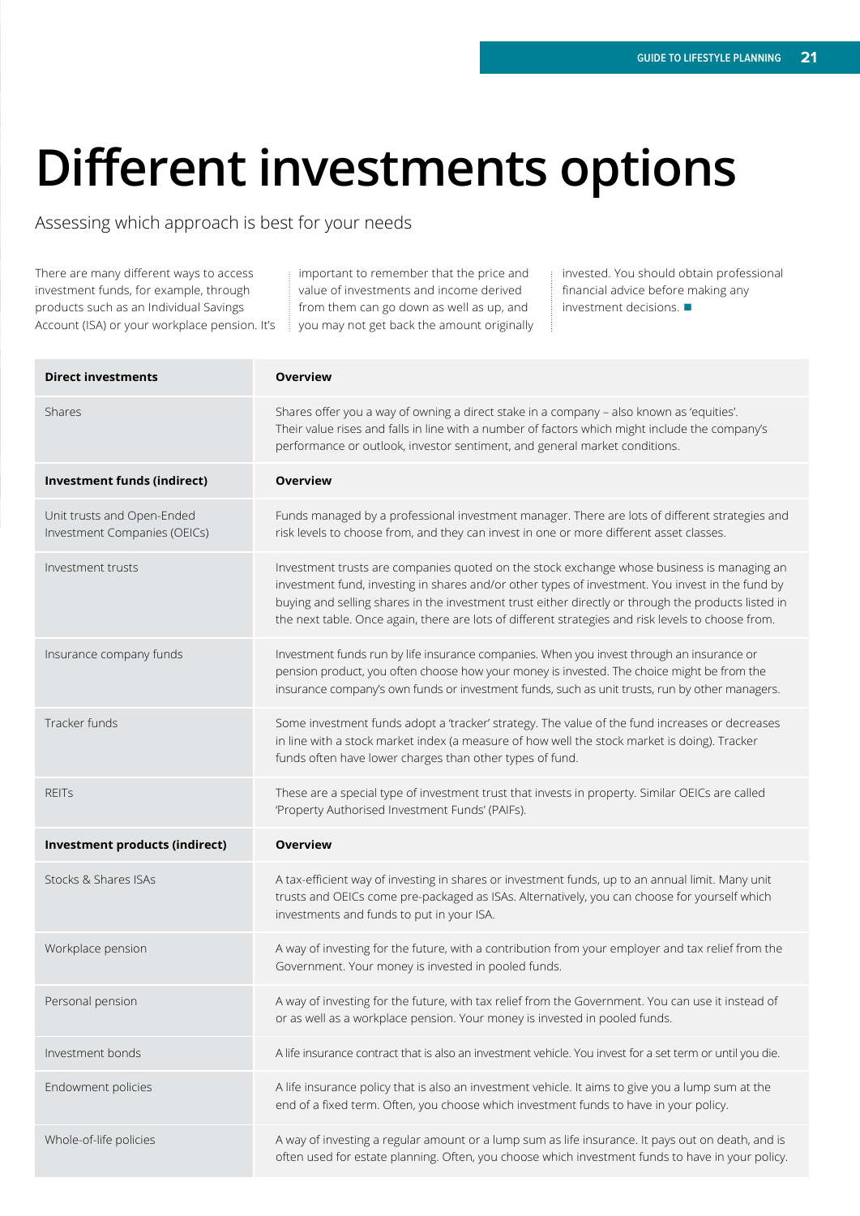# Different investments options

Assessing which approach is best for your needs

There are many different ways to access investment funds, for example, through products such as an Individual Savings Account (ISA) or your workplace pension. It's important to remember that the price and value of investments and income derived from them can go down as well as up, and you may not get back the amount originally invested. You should obtain professional financial advice before making any investment decisions. ■

| **Direct investments** | **Overview** |
|---|---|
| Shares | Shares offer you a way of owning a direct stake in a company – also known as 'equities'. Their value rises and falls in line with a number of factors which might include the company's performance or outlook, investor sentiment, and general market conditions. |
| **Investment funds (indirect)** | **Overview** |
| Unit trusts and Open-Ended Investment Companies (OEICs) | Funds managed by a professional investment manager. There are lots of different strategies and risk levels to choose from, and they can invest in one or more different asset classes. |
| Investment trusts | Investment trusts are companies quoted on the stock exchange whose business is managing an investment fund, investing in shares and/or other types of investment. You invest in the fund by buying and selling shares in the investment trust either directly or through the products listed in the next table. Once again, there are lots of different strategies and risk levels to choose from. |
| Insurance company funds | Investment funds run by life insurance companies. When you invest through an insurance or pension product, you often choose how your money is invested. The choice might be from the insurance company's own funds or investment funds, such as unit trusts, run by other managers. |
| Tracker funds | Some investment funds adopt a 'tracker' strategy. The value of the fund increases or decreases in line with a stock market index (a measure of how well the stock market is doing). Tracker funds often have lower charges than other types of fund. |
| REITs | These are a special type of investment trust that invests in property. Similar OEICs are called 'Property Authorised Investment Funds' (PAIFs). |
| **Investment products (indirect)** | **Overview** |
| Stocks & Shares ISAs | A tax-efficient way of investing in shares or investment funds, up to an annual limit. Many unit trusts and OEICs come pre-packaged as ISAs. Alternatively, you can choose for yourself which investments and funds to put in your ISA. |
| Workplace pension | A way of investing for the future, with a contribution from your employer and tax relief from the Government. Your money is invested in pooled funds. |
| Personal pension | A way of investing for the future, with tax relief from the Government. You can use it instead of or as well as a workplace pension. Your money is invested in pooled funds. |
| Investment bonds | A life insurance contract that is also an investment vehicle. You invest for a set term or until you die. |
| Endowment policies | A life insurance policy that is also an investment vehicle. It aims to give you a lump sum at the end of a fixed term. Often, you choose which investment funds to have in your policy. |
| Whole-of-life policies | A way of investing a regular amount or a lump sum as life insurance. It pays out on death, and is often used for estate planning. Often, you choose which investment funds to have in your policy. |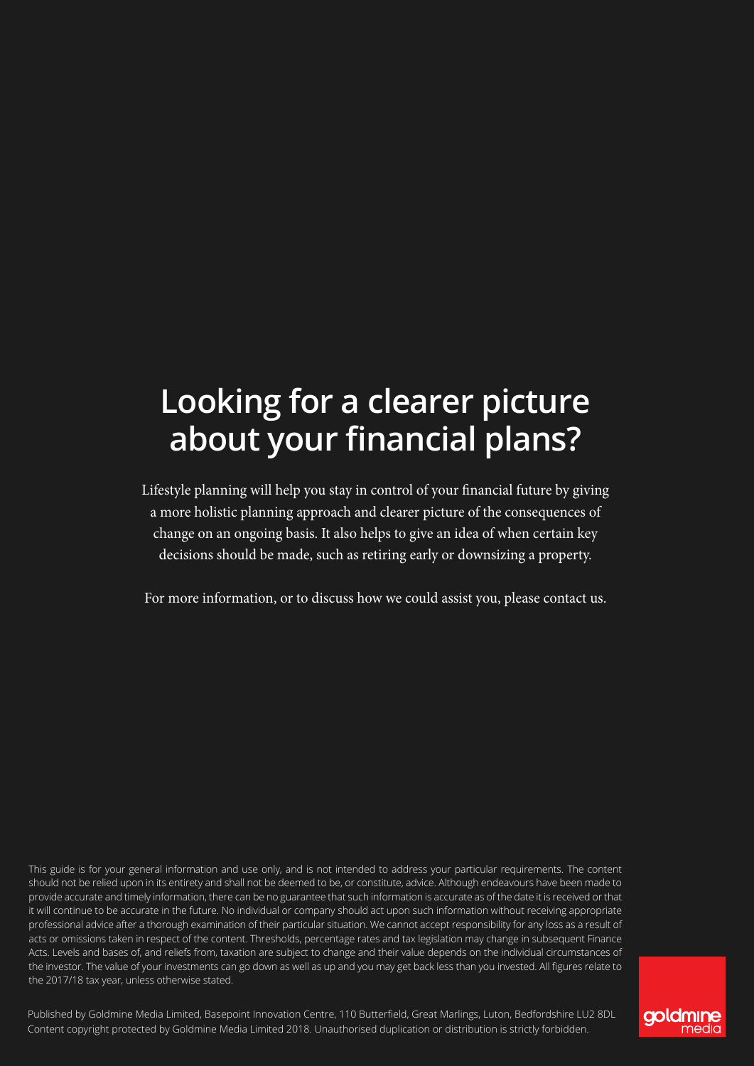# Looking for a clearer picture about your financial plans?

Lifestyle planning will help you stay in control of your financial future by giving a more holistic planning approach and clearer picture of the consequences of change on an ongoing basis. It also helps to give an idea of when certain key decisions should be made, such as retiring early or downsizing a property.

For more information, or to discuss how we could assist you, please contact us.

This guide is for your general information and use only, and is not intended to address your particular requirements. The content should not be relied upon in its entirety and shall not be deemed to be, or constitute, advice. Although endeavours have been made to provide accurate and timely information, there can be no guarantee that such information is accurate as of the date it is received or that it will continue to be accurate in the future. No individual or company should act upon such information without receiving appropriate professional advice after a thorough examination of their particular situation. We cannot accept responsibility for any loss as a result of acts or omissions taken in respect of the content. Thresholds, percentage rates and tax legislation may change in subsequent Finance Acts. Levels and bases of, and reliefs from, taxation are subject to change and their value depends on the individual circumstances of the investor. The value of your investments can go down as well as up and you may get back less than you invested. All figures relate to the 2017/18 tax year, unless otherwise stated.

Published by Goldmine Media Limited, Basepoint Innovation Centre, 110 Butterfield, Great Marlings, Luton, Bedfordshire LU2 8DL
Content copyright protected by Goldmine Media Limited 2018. Unauthorised duplication or distribution is strictly forbidden.

goldmine media